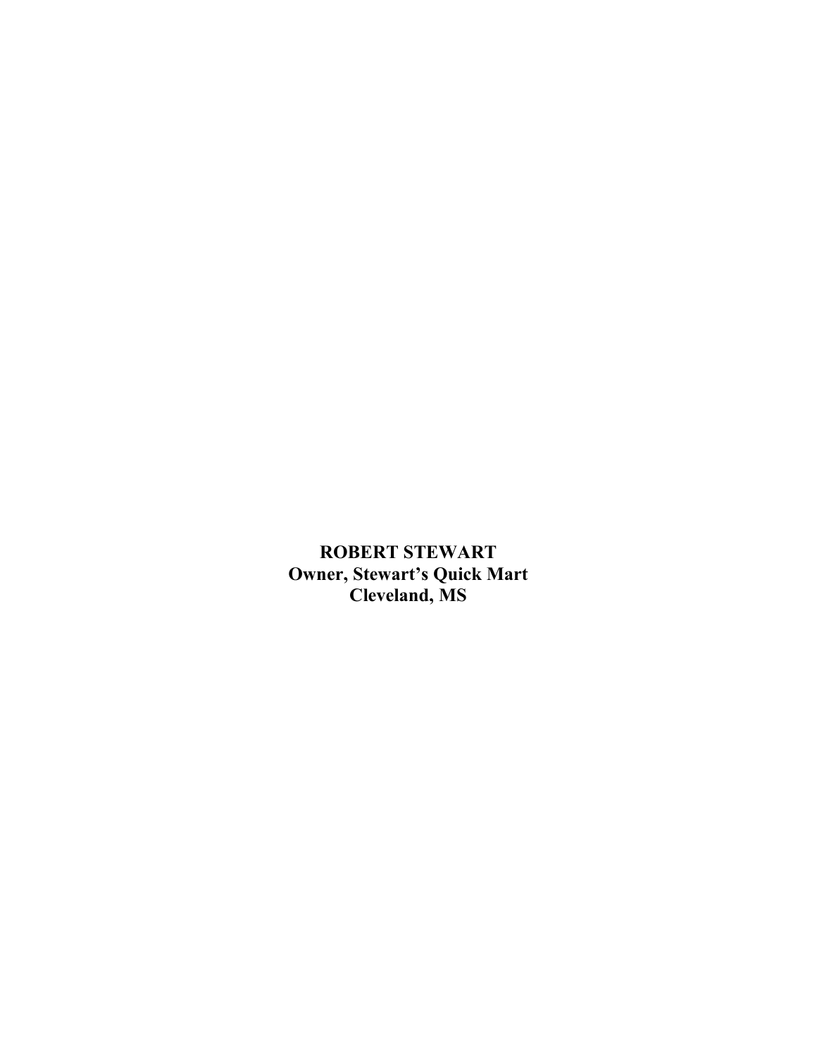**ROBERT STEWART**
**Owner, Stewart's Quick Mart**
**Cleveland, MS**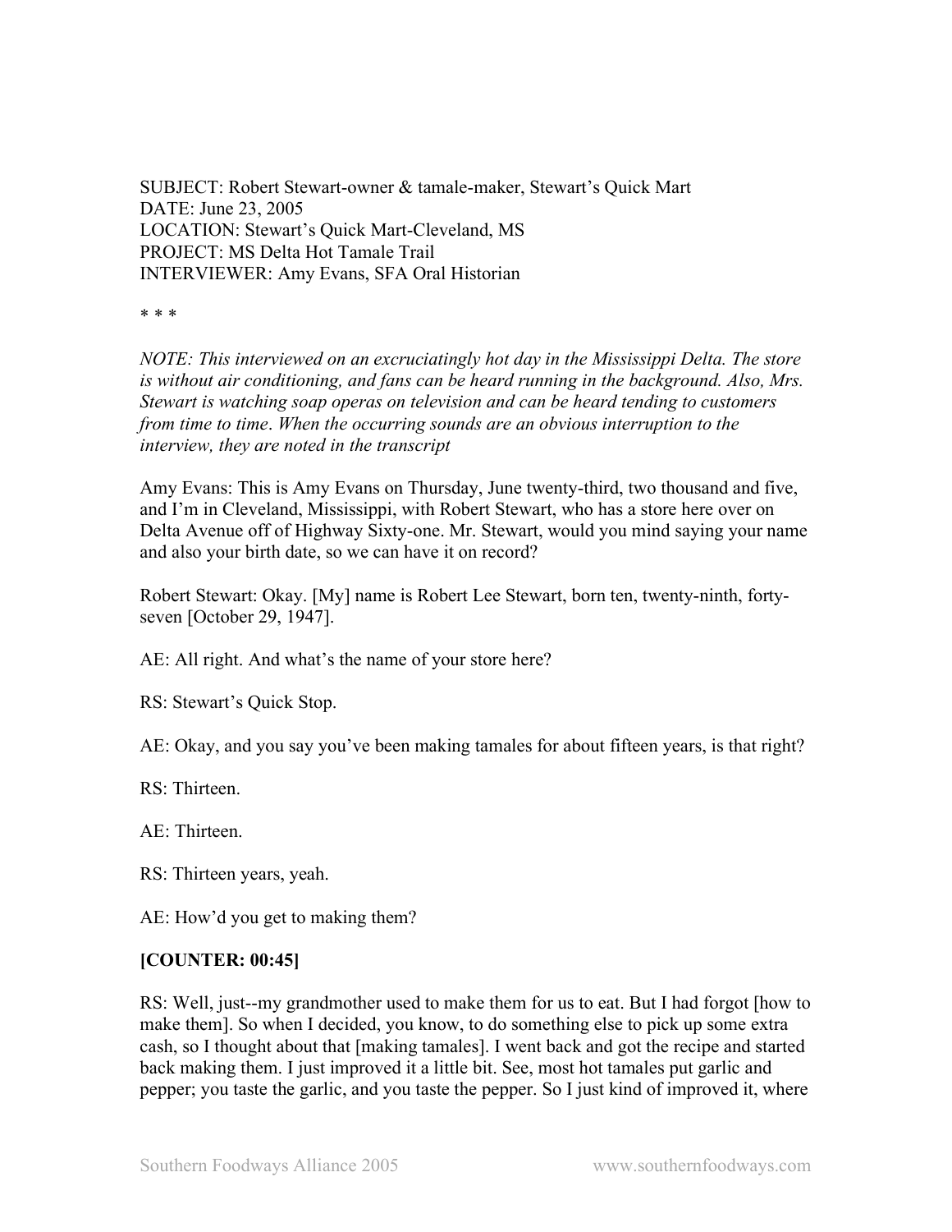SUBJECT: Robert Stewart-owner & tamale-maker, Stewart's Quick Mart
DATE: June 23, 2005
LOCATION: Stewart's Quick Mart-Cleveland, MS
PROJECT: MS Delta Hot Tamale Trail
INTERVIEWER: Amy Evans, SFA Oral Historian

\* \* \*

*NOTE: This interviewed on an excruciatingly hot day in the Mississippi Delta. The store is without air conditioning, and fans can be heard running in the background. Also, Mrs. Stewart is watching soap operas on television and can be heard tending to customers from time to time. When the occurring sounds are an obvious interruption to the interview, they are noted in the transcript*

Amy Evans: This is Amy Evans on Thursday, June twenty-third, two thousand and five, and I'm in Cleveland, Mississippi, with Robert Stewart, who has a store here over on Delta Avenue off of Highway Sixty-one. Mr. Stewart, would you mind saying your name and also your birth date, so we can have it on record?

Robert Stewart: Okay. [My] name is Robert Lee Stewart, born ten, twenty-ninth, forty-seven [October 29, 1947].

AE: All right. And what's the name of your store here?

RS: Stewart's Quick Stop.

AE: Okay, and you say you've been making tamales for about fifteen years, is that right?

RS: Thirteen.

AE: Thirteen.

RS: Thirteen years, yeah.

AE: How'd you get to making them?

**[COUNTER: 00:45]**

RS: Well, just--my grandmother used to make them for us to eat. But I had forgot [how to make them]. So when I decided, you know, to do something else to pick up some extra cash, so I thought about that [making tamales]. I went back and got the recipe and started back making them. I just improved it a little bit. See, most hot tamales put garlic and pepper; you taste the garlic, and you taste the pepper. So I just kind of improved it, where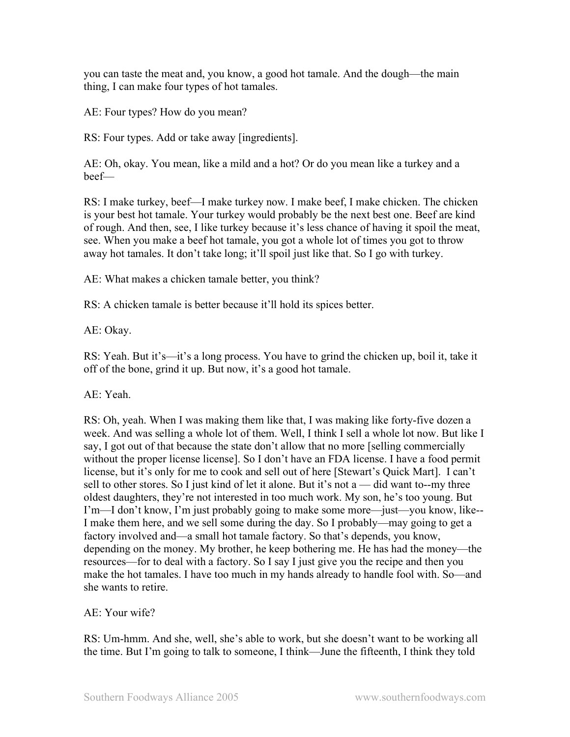you can taste the meat and, you know, a good hot tamale. And the dough—the main thing, I can make four types of hot tamales.

AE: Four types? How do you mean?

RS: Four types. Add or take away [ingredients].

AE: Oh, okay. You mean, like a mild and a hot? Or do you mean like a turkey and a beef—

RS: I make turkey, beef—I make turkey now. I make beef, I make chicken. The chicken is your best hot tamale. Your turkey would probably be the next best one. Beef are kind of rough. And then, see, I like turkey because it's less chance of having it spoil the meat, see. When you make a beef hot tamale, you got a whole lot of times you got to throw away hot tamales. It don't take long; it'll spoil just like that. So I go with turkey.

AE: What makes a chicken tamale better, you think?

RS: A chicken tamale is better because it'll hold its spices better.

AE: Okay.

RS: Yeah. But it's—it's a long process. You have to grind the chicken up, boil it, take it off of the bone, grind it up. But now, it's a good hot tamale.

AE: Yeah.

RS: Oh, yeah. When I was making them like that, I was making like forty-five dozen a week. And was selling a whole lot of them. Well, I think I sell a whole lot now. But like I say, I got out of that because the state don't allow that no more [selling commercially without the proper license license]. So I don't have an FDA license. I have a food permit license, but it's only for me to cook and sell out of here [Stewart's Quick Mart]. I can't sell to other stores. So I just kind of let it alone. But it's not a — did want to--my three oldest daughters, they're not interested in too much work. My son, he's too young. But I'm—I don't know, I'm just probably going to make some more—just—you know, like--I make them here, and we sell some during the day. So I probably—may going to get a factory involved and—a small hot tamale factory. So that's depends, you know, depending on the money. My brother, he keep bothering me. He has had the money—the resources—for to deal with a factory. So I say I just give you the recipe and then you make the hot tamales. I have too much in my hands already to handle fool with. So—and she wants to retire.

AE: Your wife?

RS: Um-hmm. And she, well, she's able to work, but she doesn't want to be working all the time. But I'm going to talk to someone, I think—June the fifteenth, I think they told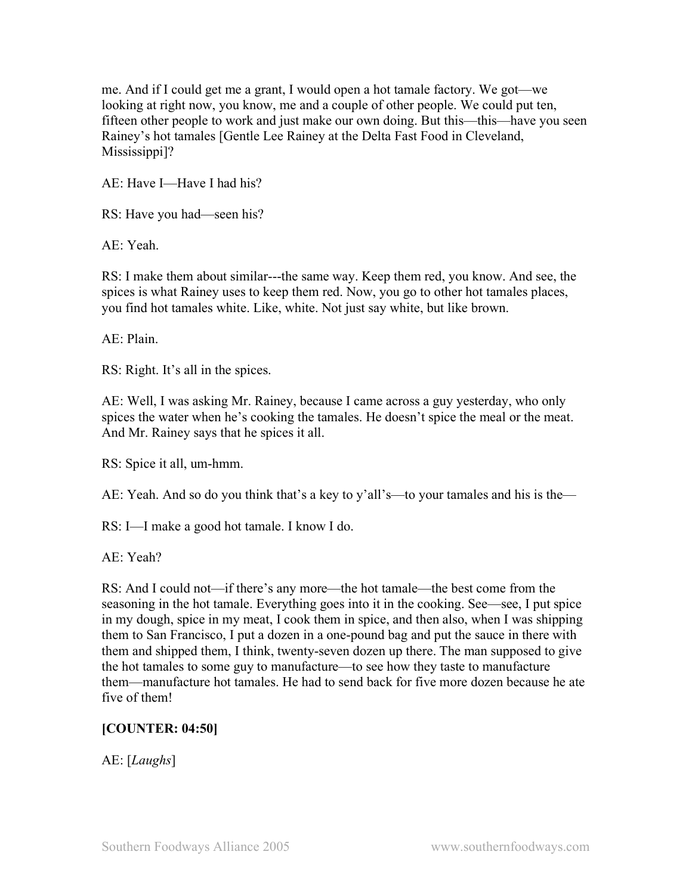me. And if I could get me a grant, I would open a hot tamale factory. We got—we looking at right now, you know, me and a couple of other people. We could put ten, fifteen other people to work and just make our own doing. But this—this—have you seen Rainey's hot tamales [Gentle Lee Rainey at the Delta Fast Food in Cleveland, Mississippi]?

AE: Have I—Have I had his?

RS: Have you had—seen his?

AE: Yeah.

RS: I make them about similar---the same way. Keep them red, you know. And see, the spices is what Rainey uses to keep them red. Now, you go to other hot tamales places, you find hot tamales white. Like, white. Not just say white, but like brown.

AE: Plain.

RS: Right. It's all in the spices.

AE: Well, I was asking Mr. Rainey, because I came across a guy yesterday, who only spices the water when he's cooking the tamales. He doesn't spice the meal or the meat. And Mr. Rainey says that he spices it all.

RS: Spice it all, um-hmm.

AE: Yeah. And so do you think that's a key to y'all's—to your tamales and his is the—

RS: I—I make a good hot tamale. I know I do.

AE: Yeah?

RS: And I could not—if there's any more—the hot tamale—the best come from the seasoning in the hot tamale. Everything goes into it in the cooking. See—see, I put spice in my dough, spice in my meat, I cook them in spice, and then also, when I was shipping them to San Francisco, I put a dozen in a one-pound bag and put the sauce in there with them and shipped them, I think, twenty-seven dozen up there. The man supposed to give the hot tamales to some guy to manufacture—to see how they taste to manufacture them—manufacture hot tamales. He had to send back for five more dozen because he ate five of them!

**[COUNTER: 04:50]**

AE: [*Laughs*]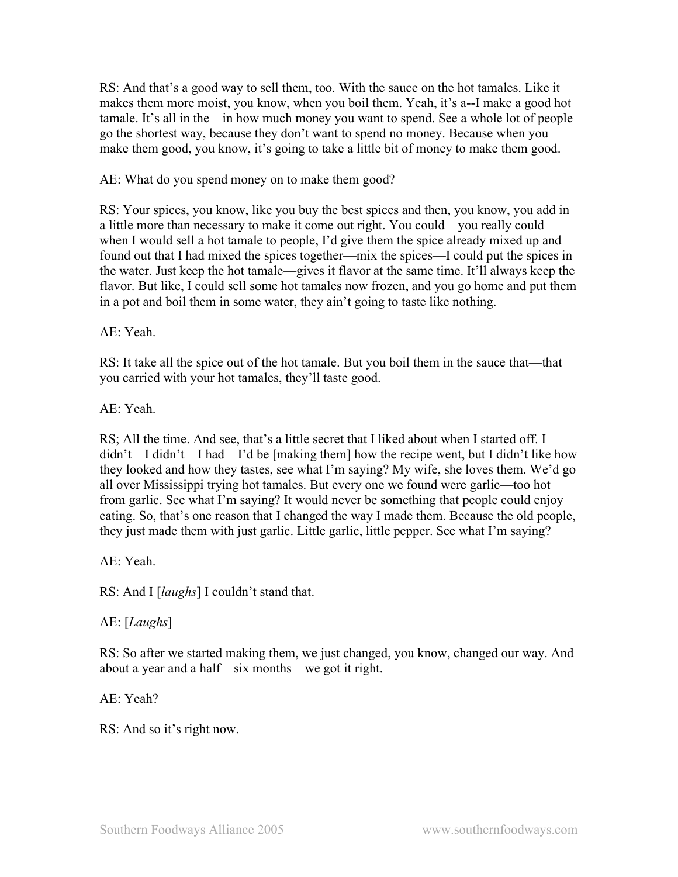RS: And that's a good way to sell them, too. With the sauce on the hot tamales. Like it makes them more moist, you know, when you boil them. Yeah, it's a--I make a good hot tamale. It's all in the—in how much money you want to spend. See a whole lot of people go the shortest way, because they don't want to spend no money. Because when you make them good, you know, it's going to take a little bit of money to make them good.

AE: What do you spend money on to make them good?

RS: Your spices, you know, like you buy the best spices and then, you know, you add in a little more than necessary to make it come out right. You could—you really could—when I would sell a hot tamale to people, I'd give them the spice already mixed up and found out that I had mixed the spices together—mix the spices—I could put the spices in the water. Just keep the hot tamale—gives it flavor at the same time. It'll always keep the flavor. But like, I could sell some hot tamales now frozen, and you go home and put them in a pot and boil them in some water, they ain't going to taste like nothing.

AE: Yeah.

RS: It take all the spice out of the hot tamale. But you boil them in the sauce that—that you carried with your hot tamales, they'll taste good.

AE: Yeah.

RS; All the time. And see, that's a little secret that I liked about when I started off. I didn't—I didn't—I had—I'd be [making them] how the recipe went, but I didn't like how they looked and how they tastes, see what I'm saying? My wife, she loves them. We'd go all over Mississippi trying hot tamales. But every one we found were garlic—too hot from garlic. See what I'm saying? It would never be something that people could enjoy eating. So, that's one reason that I changed the way I made them. Because the old people, they just made them with just garlic. Little garlic, little pepper. See what I'm saying?

AE: Yeah.

RS: And I [*laughs*] I couldn't stand that.

AE: [*Laughs*]

RS: So after we started making them, we just changed, you know, changed our way. And about a year and a half—six months—we got it right.

AE: Yeah?

RS: And so it's right now.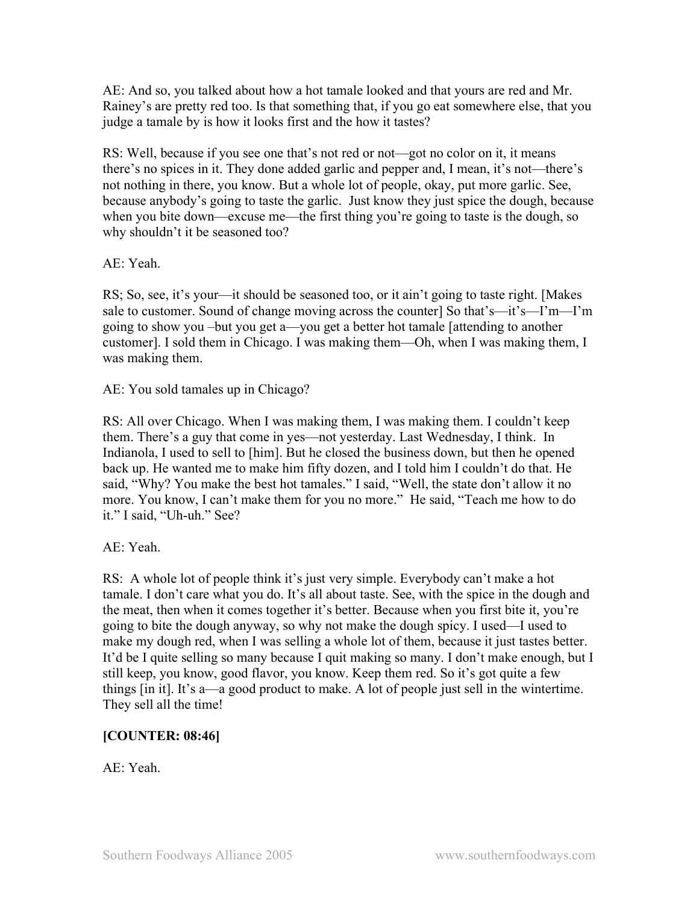AE: And so, you talked about how a hot tamale looked and that yours are red and Mr. Rainey's are pretty red too. Is that something that, if you go eat somewhere else, that you judge a tamale by is how it looks first and the how it tastes?

RS: Well, because if you see one that's not red or not—got no color on it, it means there's no spices in it. They done added garlic and pepper and, I mean, it's not—there's not nothing in there, you know. But a whole lot of people, okay, put more garlic. See, because anybody's going to taste the garlic. Just know they just spice the dough, because when you bite down—excuse me—the first thing you're going to taste is the dough, so why shouldn't it be seasoned too?

AE: Yeah.

RS; So, see, it's your—it should be seasoned too, or it ain't going to taste right. [Makes sale to customer. Sound of change moving across the counter] So that's—it's—I'm—I'm going to show you –but you get a—you get a better hot tamale [attending to another customer]. I sold them in Chicago. I was making them—Oh, when I was making them, I was making them.

AE: You sold tamales up in Chicago?

RS: All over Chicago. When I was making them, I was making them. I couldn't keep them. There's a guy that come in yes—not yesterday. Last Wednesday, I think. In Indianola, I used to sell to [him]. But he closed the business down, but then he opened back up. He wanted me to make him fifty dozen, and I told him I couldn't do that. He said, "Why? You make the best hot tamales." I said, "Well, the state don't allow it no more. You know, I can't make them for you no more." He said, "Teach me how to do it." I said, "Uh-uh." See?

AE: Yeah.

RS: A whole lot of people think it's just very simple. Everybody can't make a hot tamale. I don't care what you do. It's all about taste. See, with the spice in the dough and the meat, then when it comes together it's better. Because when you first bite it, you're going to bite the dough anyway, so why not make the dough spicy. I used—I used to make my dough red, when I was selling a whole lot of them, because it just tastes better. It'd be I quite selling so many because I quit making so many. I don't make enough, but I still keep, you know, good flavor, you know. Keep them red. So it's got quite a few things [in it]. It's a—a good product to make. A lot of people just sell in the wintertime. They sell all the time!

**[COUNTER: 08:46]**

AE: Yeah.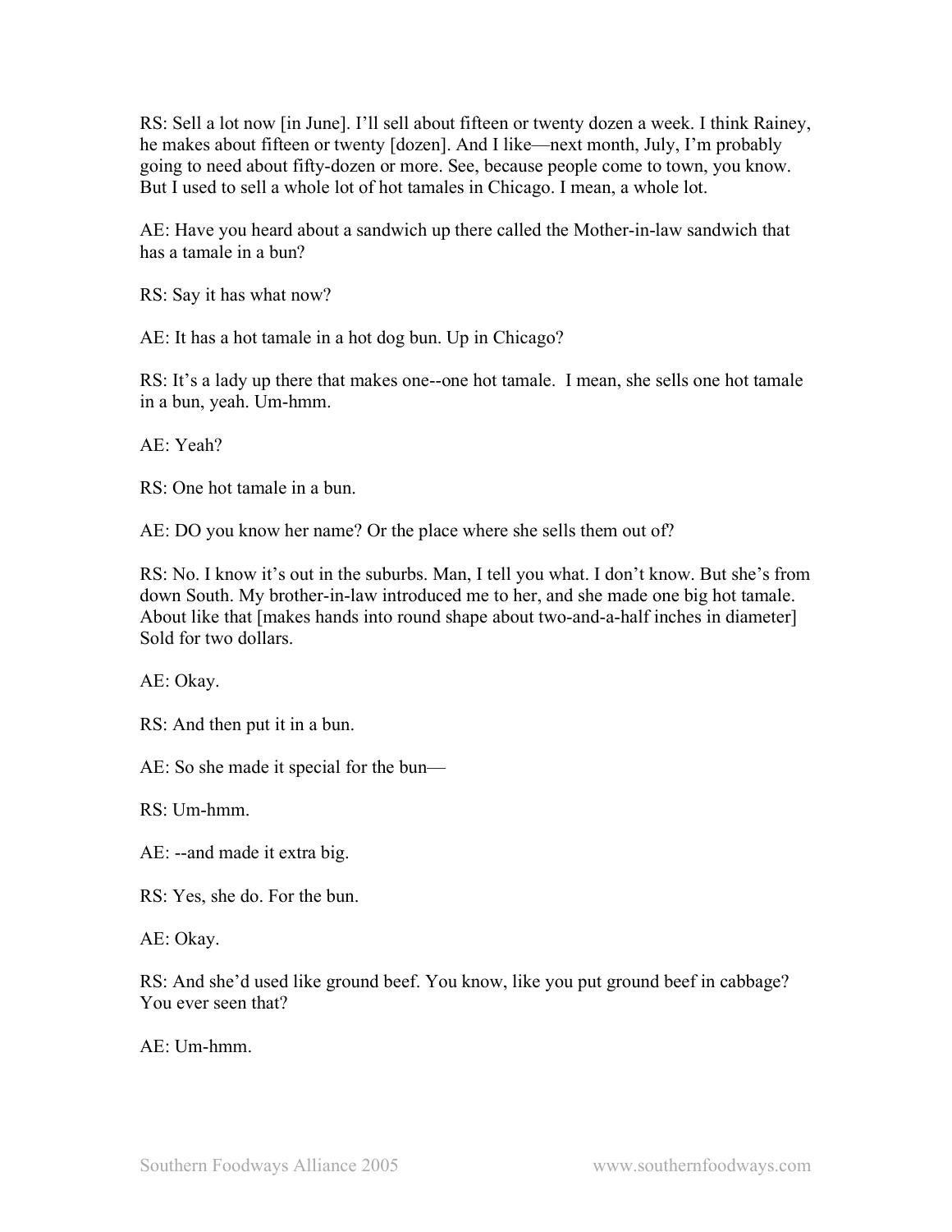RS: Sell a lot now [in June]. I'll sell about fifteen or twenty dozen a week. I think Rainey, he makes about fifteen or twenty [dozen]. And I like—next month, July, I'm probably going to need about fifty-dozen or more. See, because people come to town, you know. But I used to sell a whole lot of hot tamales in Chicago. I mean, a whole lot.

AE: Have you heard about a sandwich up there called the Mother-in-law sandwich that has a tamale in a bun?

RS: Say it has what now?

AE: It has a hot tamale in a hot dog bun. Up in Chicago?

RS: It's a lady up there that makes one--one hot tamale. I mean, she sells one hot tamale in a bun, yeah. Um-hmm.

AE: Yeah?

RS: One hot tamale in a bun.

AE: DO you know her name? Or the place where she sells them out of?

RS: No. I know it's out in the suburbs. Man, I tell you what. I don't know. But she's from down South. My brother-in-law introduced me to her, and she made one big hot tamale. About like that [makes hands into round shape about two-and-a-half inches in diameter] Sold for two dollars.

AE: Okay.

RS: And then put it in a bun.

AE: So she made it special for the bun—

RS: Um-hmm.

AE: --and made it extra big.

RS: Yes, she do. For the bun.

AE: Okay.

RS: And she'd used like ground beef. You know, like you put ground beef in cabbage? You ever seen that?

AE: Um-hmm.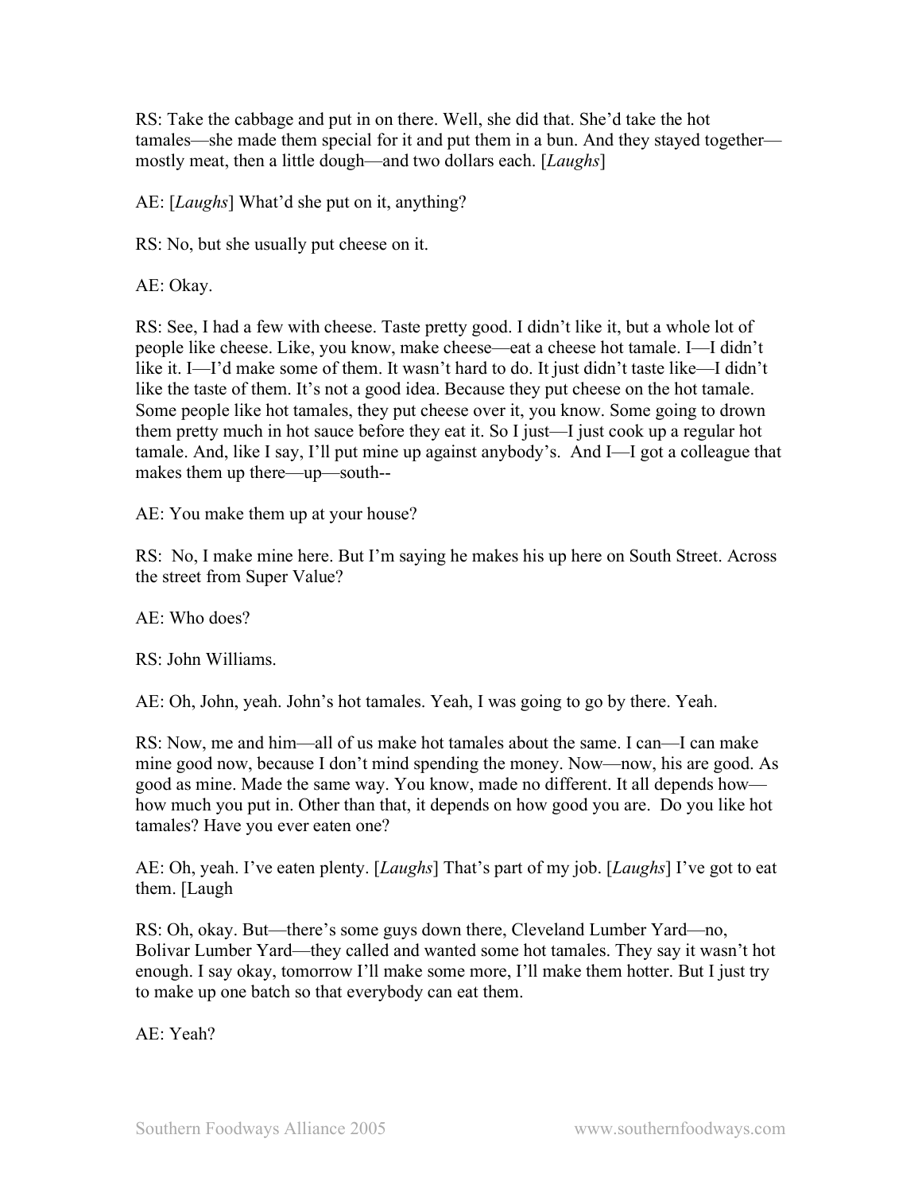RS: Take the cabbage and put in on there. Well, she did that. She'd take the hot tamales—she made them special for it and put them in a bun. And they stayed together—mostly meat, then a little dough—and two dollars each. [*Laughs*]

AE: [*Laughs*] What'd she put on it, anything?

RS: No, but she usually put cheese on it.

AE: Okay.

RS: See, I had a few with cheese. Taste pretty good. I didn't like it, but a whole lot of people like cheese. Like, you know, make cheese—eat a cheese hot tamale. I—I didn't like it. I—I'd make some of them. It wasn't hard to do. It just didn't taste like—I didn't like the taste of them. It's not a good idea. Because they put cheese on the hot tamale. Some people like hot tamales, they put cheese over it, you know. Some going to drown them pretty much in hot sauce before they eat it. So I just—I just cook up a regular hot tamale. And, like I say, I'll put mine up against anybody's. And I—I got a colleague that makes them up there—up—south--

AE: You make them up at your house?

RS: No, I make mine here. But I'm saying he makes his up here on South Street. Across the street from Super Value?

AE: Who does?

RS: John Williams.

AE: Oh, John, yeah. John's hot tamales. Yeah, I was going to go by there. Yeah.

RS: Now, me and him—all of us make hot tamales about the same. I can—I can make mine good now, because I don't mind spending the money. Now—now, his are good. As good as mine. Made the same way. You know, made no different. It all depends how—how much you put in. Other than that, it depends on how good you are. Do you like hot tamales? Have you ever eaten one?

AE: Oh, yeah. I've eaten plenty. [*Laughs*] That's part of my job. [*Laughs*] I've got to eat them. [Laugh

RS: Oh, okay. But—there's some guys down there, Cleveland Lumber Yard—no, Bolivar Lumber Yard—they called and wanted some hot tamales. They say it wasn't hot enough. I say okay, tomorrow I'll make some more, I'll make them hotter. But I just try to make up one batch so that everybody can eat them.

AE: Yeah?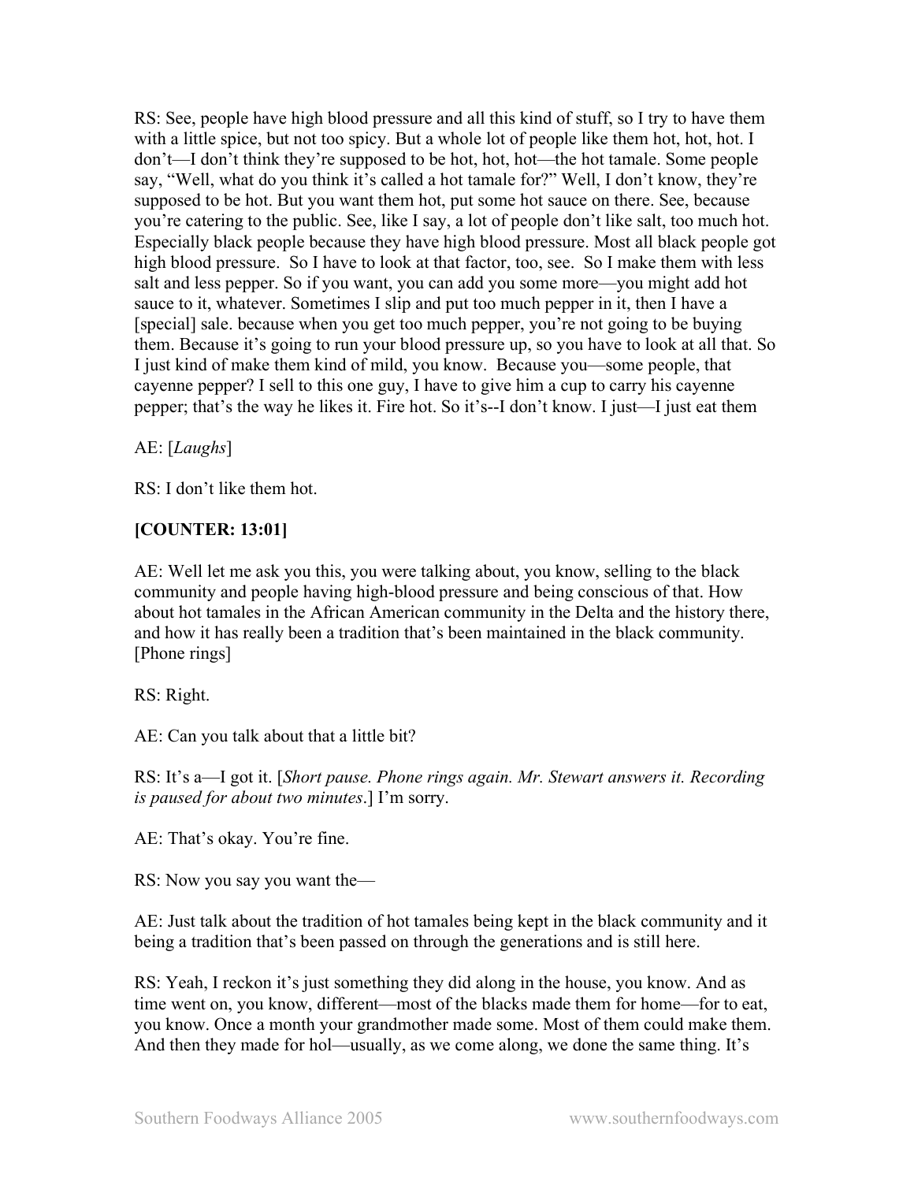RS: See, people have high blood pressure and all this kind of stuff, so I try to have them with a little spice, but not too spicy. But a whole lot of people like them hot, hot, hot. I don't—I don't think they're supposed to be hot, hot, hot—the hot tamale. Some people say, "Well, what do you think it's called a hot tamale for?" Well, I don't know, they're supposed to be hot. But you want them hot, put some hot sauce on there. See, because you're catering to the public. See, like I say, a lot of people don't like salt, too much hot. Especially black people because they have high blood pressure. Most all black people got high blood pressure. So I have to look at that factor, too, see. So I make them with less salt and less pepper. So if you want, you can add you some more—you might add hot sauce to it, whatever. Sometimes I slip and put too much pepper in it, then I have a [special] sale. because when you get too much pepper, you're not going to be buying them. Because it's going to run your blood pressure up, so you have to look at all that. So I just kind of make them kind of mild, you know. Because you—some people, that cayenne pepper? I sell to this one guy, I have to give him a cup to carry his cayenne pepper; that's the way he likes it. Fire hot. So it's--I don't know. I just—I just eat them

AE: [*Laughs*]

RS: I don't like them hot.

**[COUNTER: 13:01]**

AE: Well let me ask you this, you were talking about, you know, selling to the black community and people having high-blood pressure and being conscious of that. How about hot tamales in the African American community in the Delta and the history there, and how it has really been a tradition that's been maintained in the black community. [Phone rings]

RS: Right.

AE: Can you talk about that a little bit?

RS: It's a—I got it. [*Short pause. Phone rings again. Mr. Stewart answers it. Recording is paused for about two minutes*.] I'm sorry.

AE: That's okay. You're fine.

RS: Now you say you want the—

AE: Just talk about the tradition of hot tamales being kept in the black community and it being a tradition that's been passed on through the generations and is still here.

RS: Yeah, I reckon it's just something they did along in the house, you know. And as time went on, you know, different—most of the blacks made them for home—for to eat, you know. Once a month your grandmother made some. Most of them could make them. And then they made for hol—usually, as we come along, we done the same thing. It's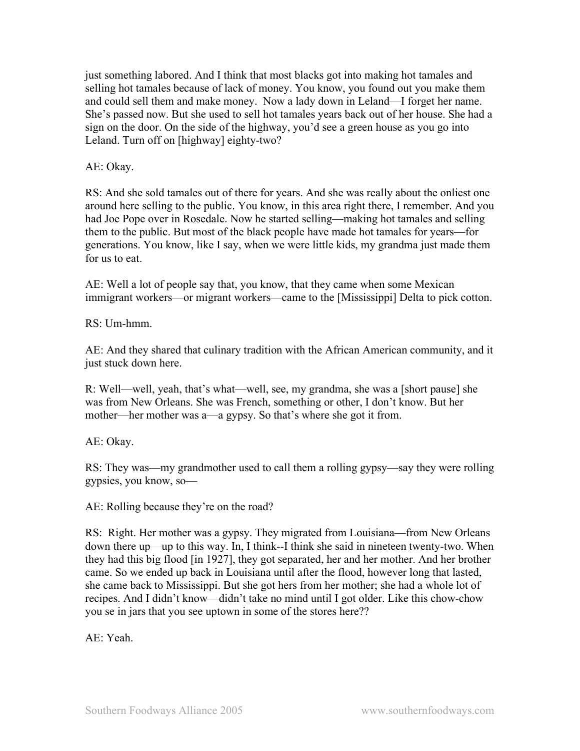just something labored. And I think that most blacks got into making hot tamales and selling hot tamales because of lack of money. You know, you found out you make them and could sell them and make money. Now a lady down in Leland—I forget her name. She's passed now. But she used to sell hot tamales years back out of her house. She had a sign on the door. On the side of the highway, you'd see a green house as you go into Leland. Turn off on [highway] eighty-two?

AE: Okay.

RS: And she sold tamales out of there for years. And she was really about the onliest one around here selling to the public. You know, in this area right there, I remember. And you had Joe Pope over in Rosedale. Now he started selling—making hot tamales and selling them to the public. But most of the black people have made hot tamales for years—for generations. You know, like I say, when we were little kids, my grandma just made them for us to eat.

AE: Well a lot of people say that, you know, that they came when some Mexican immigrant workers—or migrant workers—came to the [Mississippi] Delta to pick cotton.

RS: Um-hmm.

AE: And they shared that culinary tradition with the African American community, and it just stuck down here.

R: Well—well, yeah, that's what—well, see, my grandma, she was a [short pause] she was from New Orleans. She was French, something or other, I don't know. But her mother—her mother was a—a gypsy. So that's where she got it from.

AE: Okay.

RS: They was—my grandmother used to call them a rolling gypsy—say they were rolling gypsies, you know, so—

AE: Rolling because they're on the road?

RS: Right. Her mother was a gypsy. They migrated from Louisiana—from New Orleans down there up—up to this way. In, I think--I think she said in nineteen twenty-two. When they had this big flood [in 1927], they got separated, her and her mother. And her brother came. So we ended up back in Louisiana until after the flood, however long that lasted, she came back to Mississippi. But she got hers from her mother; she had a whole lot of recipes. And I didn't know—didn't take no mind until I got older. Like this chow-chow you se in jars that you see uptown in some of the stores here??

AE: Yeah.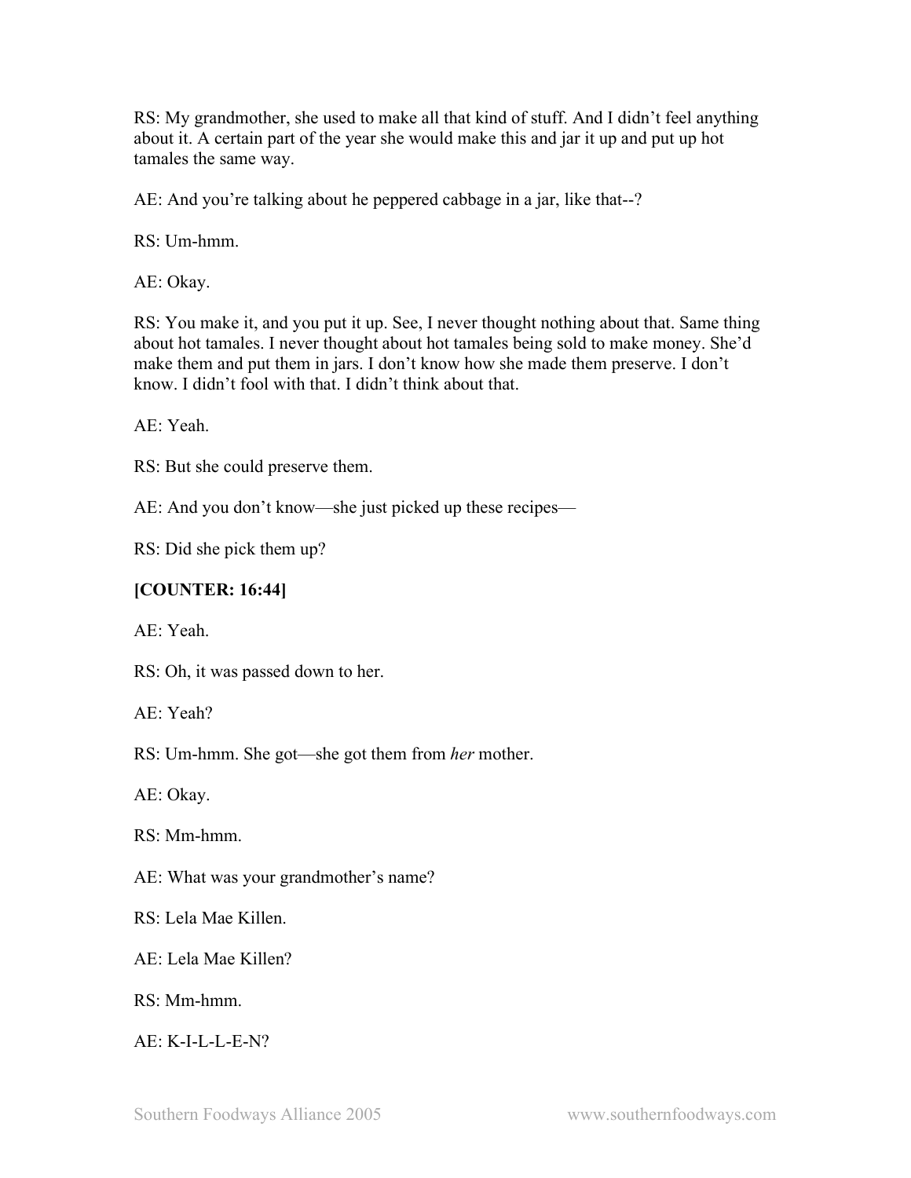RS: My grandmother, she used to make all that kind of stuff. And I didn't feel anything about it. A certain part of the year she would make this and jar it up and put up hot tamales the same way.

AE: And you're talking about he peppered cabbage in a jar, like that--?

RS: Um-hmm.

AE: Okay.

RS: You make it, and you put it up. See, I never thought nothing about that. Same thing about hot tamales. I never thought about hot tamales being sold to make money. She'd make them and put them in jars. I don't know how she made them preserve. I don't know. I didn't fool with that. I didn't think about that.

AE: Yeah.

RS: But she could preserve them.

AE: And you don't know—she just picked up these recipes—

RS: Did she pick them up?

**[COUNTER: 16:44]**

AE: Yeah.

RS: Oh, it was passed down to her.

AE: Yeah?

RS: Um-hmm. She got—she got them from *her* mother.

AE: Okay.

RS: Mm-hmm.

AE: What was your grandmother's name?

RS: Lela Mae Killen.

AE: Lela Mae Killen?

RS: Mm-hmm.

AE: K-I-L-L-E-N?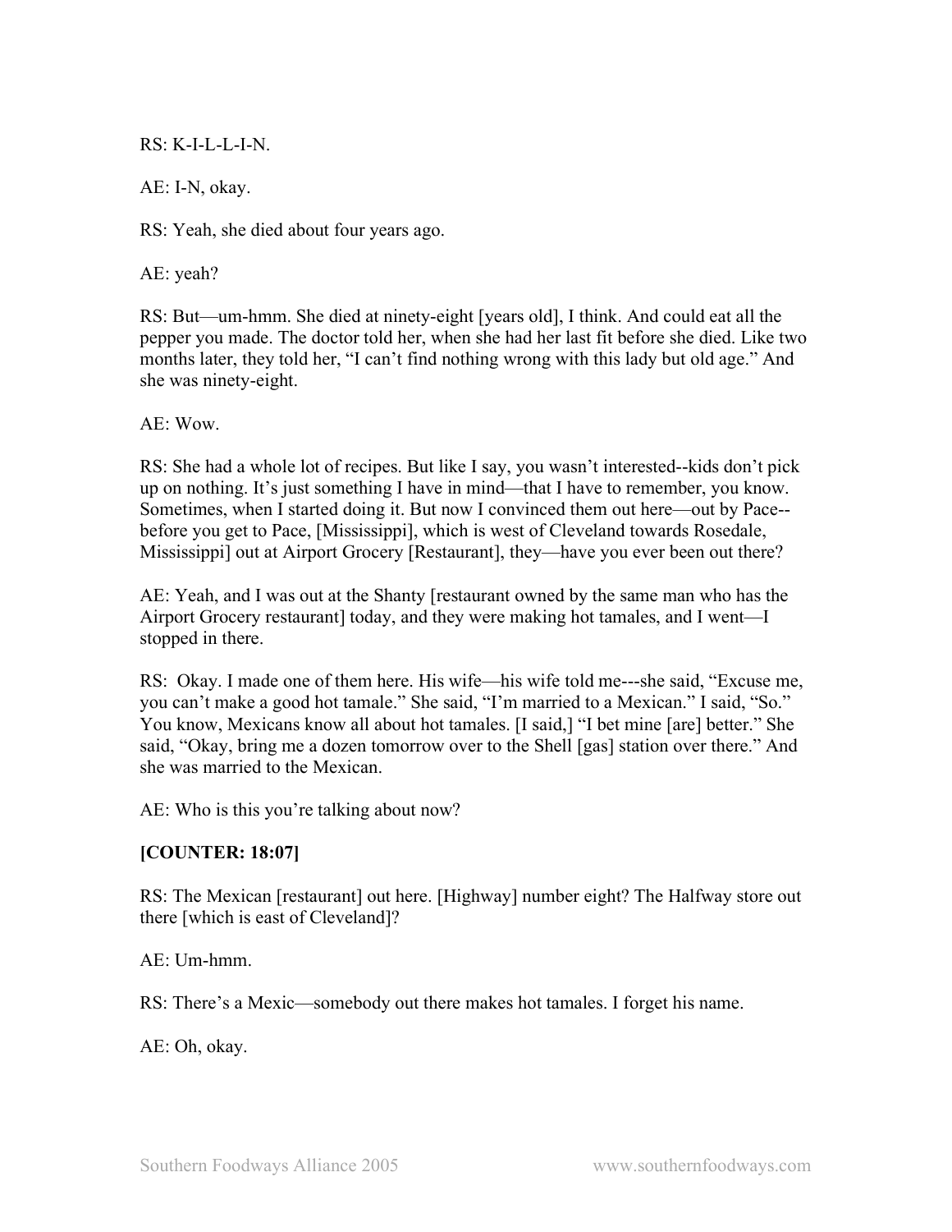RS: K-I-L-L-I-N.

AE: I-N, okay.

RS: Yeah, she died about four years ago.

AE: yeah?

RS: But—um-hmm. She died at ninety-eight [years old], I think. And could eat all the pepper you made. The doctor told her, when she had her last fit before she died. Like two months later, they told her, "I can't find nothing wrong with this lady but old age." And she was ninety-eight.

AE: Wow.

RS: She had a whole lot of recipes. But like I say, you wasn't interested--kids don't pick up on nothing. It's just something I have in mind—that I have to remember, you know. Sometimes, when I started doing it. But now I convinced them out here—out by Pace--before you get to Pace, [Mississippi], which is west of Cleveland towards Rosedale, Mississippi] out at Airport Grocery [Restaurant], they—have you ever been out there?

AE: Yeah, and I was out at the Shanty [restaurant owned by the same man who has the Airport Grocery restaurant] today, and they were making hot tamales, and I went—I stopped in there.

RS: Okay. I made one of them here. His wife—his wife told me---she said, "Excuse me, you can't make a good hot tamale." She said, "I'm married to a Mexican." I said, "So." You know, Mexicans know all about hot tamales. [I said,] "I bet mine [are] better." She said, "Okay, bring me a dozen tomorrow over to the Shell [gas] station over there." And she was married to the Mexican.

AE: Who is this you're talking about now?

**[COUNTER: 18:07]**

RS: The Mexican [restaurant] out here. [Highway] number eight? The Halfway store out there [which is east of Cleveland]?

AE: Um-hmm.

RS: There's a Mexic—somebody out there makes hot tamales. I forget his name.

AE: Oh, okay.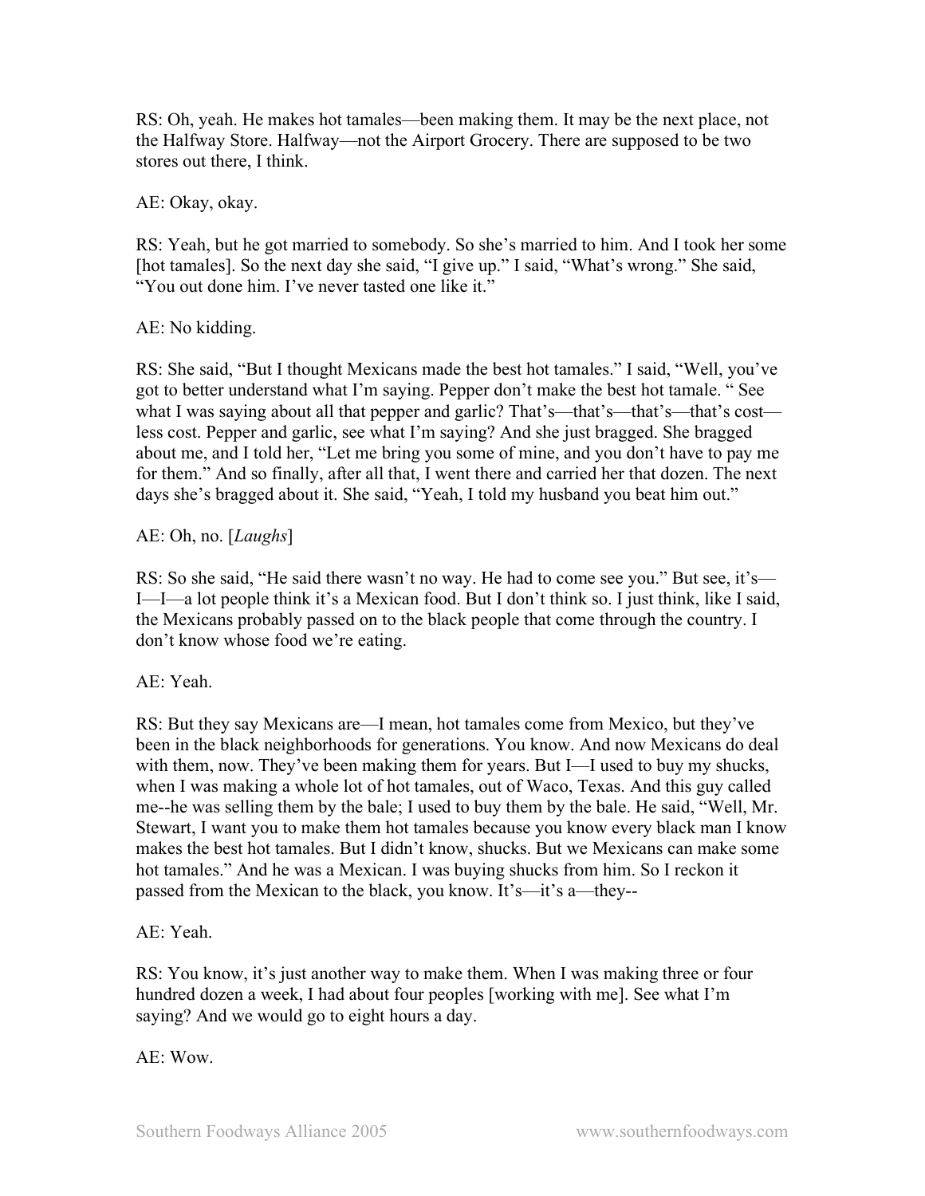RS: Oh, yeah. He makes hot tamales—been making them. It may be the next place, not the Halfway Store. Halfway—not the Airport Grocery. There are supposed to be two stores out there, I think.

AE: Okay, okay.

RS: Yeah, but he got married to somebody. So she's married to him. And I took her some [hot tamales]. So the next day she said, "I give up." I said, "What's wrong." She said, "You out done him. I've never tasted one like it."

AE: No kidding.

RS: She said, "But I thought Mexicans made the best hot tamales." I said, "Well, you've got to better understand what I'm saying. Pepper don't make the best hot tamale. " See what I was saying about all that pepper and garlic? That's—that's—that's—that's cost—less cost. Pepper and garlic, see what I'm saying? And she just bragged. She bragged about me, and I told her, "Let me bring you some of mine, and you don't have to pay me for them." And so finally, after all that, I went there and carried her that dozen. The next days she's bragged about it. She said, "Yeah, I told my husband you beat him out."

AE: Oh, no. [*Laughs*]

RS: So she said, "He said there wasn't no way. He had to come see you." But see, it's—I—I—a lot people think it's a Mexican food. But I don't think so. I just think, like I said, the Mexicans probably passed on to the black people that come through the country. I don't know whose food we're eating.

AE: Yeah.

RS: But they say Mexicans are—I mean, hot tamales come from Mexico, but they've been in the black neighborhoods for generations. You know. And now Mexicans do deal with them, now. They've been making them for years. But I—I used to buy my shucks, when I was making a whole lot of hot tamales, out of Waco, Texas. And this guy called me--he was selling them by the bale; I used to buy them by the bale. He said, "Well, Mr. Stewart, I want you to make them hot tamales because you know every black man I know makes the best hot tamales. But I didn't know, shucks. But we Mexicans can make some hot tamales." And he was a Mexican. I was buying shucks from him. So I reckon it passed from the Mexican to the black, you know. It's—it's a—they--

AE: Yeah.

RS: You know, it's just another way to make them. When I was making three or four hundred dozen a week, I had about four peoples [working with me]. See what I'm saying? And we would go to eight hours a day.

AE: Wow.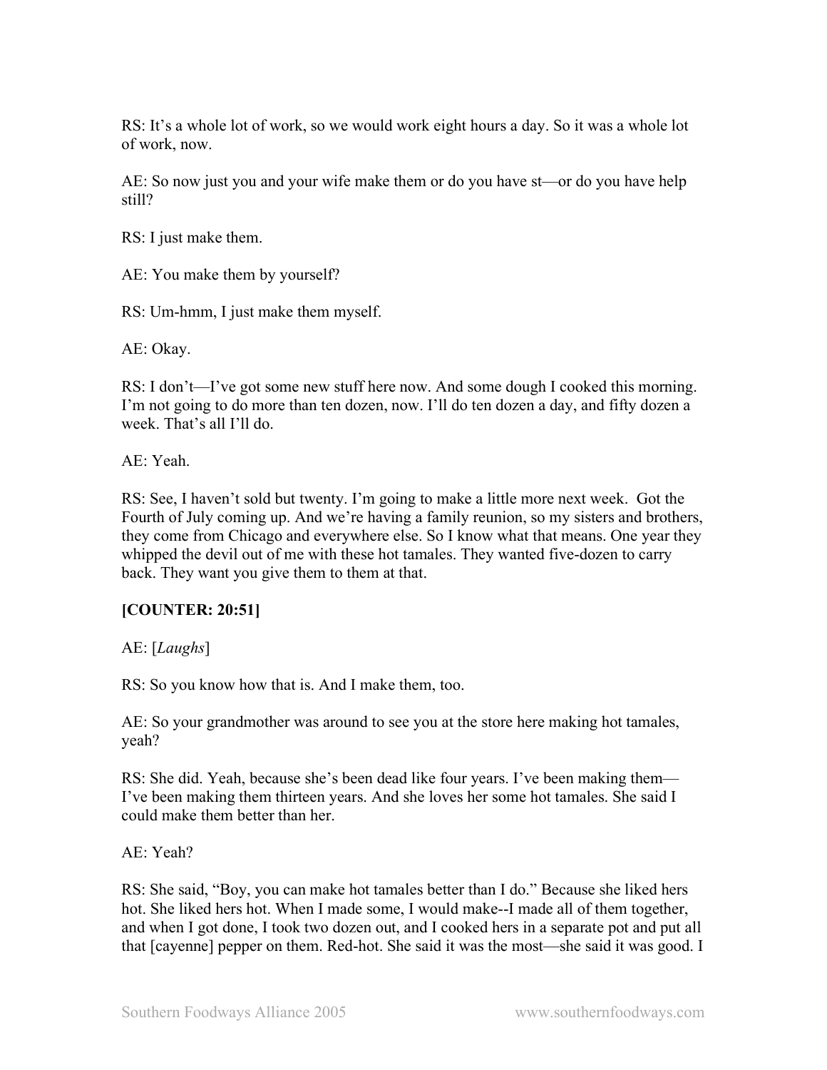RS: It's a whole lot of work, so we would work eight hours a day. So it was a whole lot of work, now.

AE: So now just you and your wife make them or do you have st—or do you have help still?

RS: I just make them.

AE: You make them by yourself?

RS: Um-hmm, I just make them myself.

AE: Okay.

RS: I don't—I've got some new stuff here now. And some dough I cooked this morning. I'm not going to do more than ten dozen, now. I'll do ten dozen a day, and fifty dozen a week. That's all I'll do.

AE: Yeah.

RS: See, I haven't sold but twenty. I'm going to make a little more next week. Got the Fourth of July coming up. And we're having a family reunion, so my sisters and brothers, they come from Chicago and everywhere else. So I know what that means. One year they whipped the devil out of me with these hot tamales. They wanted five-dozen to carry back. They want you give them to them at that.

**[COUNTER: 20:51]**

AE: [*Laughs*]

RS: So you know how that is. And I make them, too.

AE: So your grandmother was around to see you at the store here making hot tamales, yeah?

RS: She did. Yeah, because she's been dead like four years. I've been making them—I've been making them thirteen years. And she loves her some hot tamales. She said I could make them better than her.

AE: Yeah?

RS: She said, "Boy, you can make hot tamales better than I do." Because she liked hers hot. She liked hers hot. When I made some, I would make--I made all of them together, and when I got done, I took two dozen out, and I cooked hers in a separate pot and put all that [cayenne] pepper on them. Red-hot. She said it was the most—she said it was good. I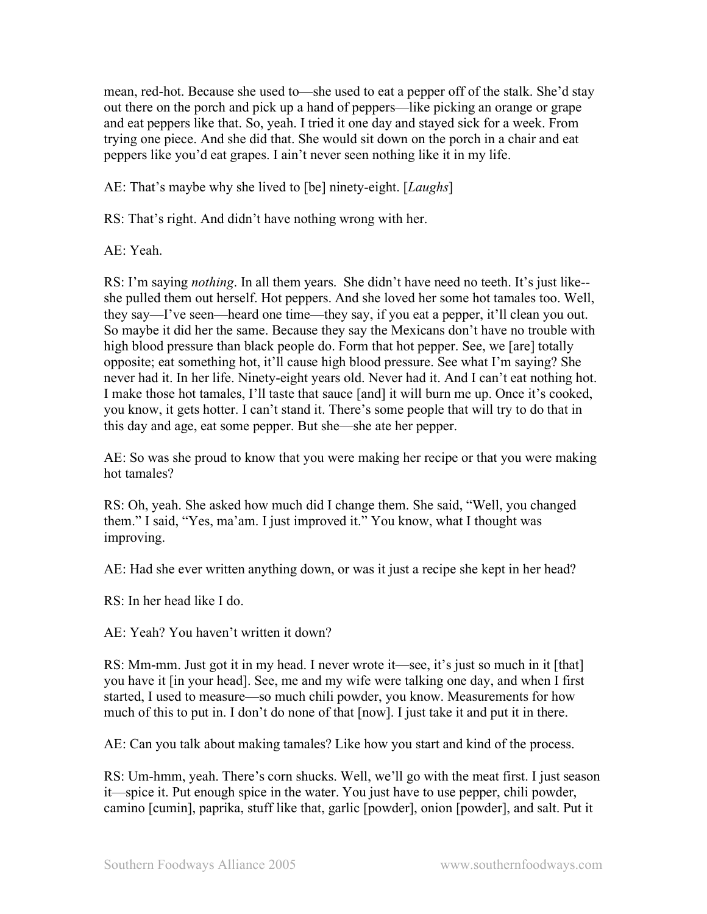mean, red-hot. Because she used to—she used to eat a pepper off of the stalk. She'd stay out there on the porch and pick up a hand of peppers—like picking an orange or grape and eat peppers like that. So, yeah. I tried it one day and stayed sick for a week. From trying one piece. And she did that. She would sit down on the porch in a chair and eat peppers like you'd eat grapes. I ain't never seen nothing like it in my life.

AE: That's maybe why she lived to [be] ninety-eight. [*Laughs*]

RS: That's right. And didn't have nothing wrong with her.

AE: Yeah.

RS: I'm saying *nothing*. In all them years. She didn't have need no teeth. It's just like--she pulled them out herself. Hot peppers. And she loved her some hot tamales too. Well, they say—I've seen—heard one time—they say, if you eat a pepper, it'll clean you out. So maybe it did her the same. Because they say the Mexicans don't have no trouble with high blood pressure than black people do. Form that hot pepper. See, we [are] totally opposite; eat something hot, it'll cause high blood pressure. See what I'm saying? She never had it. In her life. Ninety-eight years old. Never had it. And I can't eat nothing hot. I make those hot tamales, I'll taste that sauce [and] it will burn me up. Once it's cooked, you know, it gets hotter. I can't stand it. There's some people that will try to do that in this day and age, eat some pepper. But she—she ate her pepper.

AE: So was she proud to know that you were making her recipe or that you were making hot tamales?

RS: Oh, yeah. She asked how much did I change them. She said, "Well, you changed them." I said, "Yes, ma'am. I just improved it." You know, what I thought was improving.

AE: Had she ever written anything down, or was it just a recipe she kept in her head?

RS: In her head like I do.

AE: Yeah? You haven't written it down?

RS: Mm-mm. Just got it in my head. I never wrote it—see, it's just so much in it [that] you have it [in your head]. See, me and my wife were talking one day, and when I first started, I used to measure—so much chili powder, you know. Measurements for how much of this to put in. I don't do none of that [now]. I just take it and put it in there.

AE: Can you talk about making tamales? Like how you start and kind of the process.

RS: Um-hmm, yeah. There's corn shucks. Well, we'll go with the meat first. I just season it—spice it. Put enough spice in the water. You just have to use pepper, chili powder, camino [cumin], paprika, stuff like that, garlic [powder], onion [powder], and salt. Put it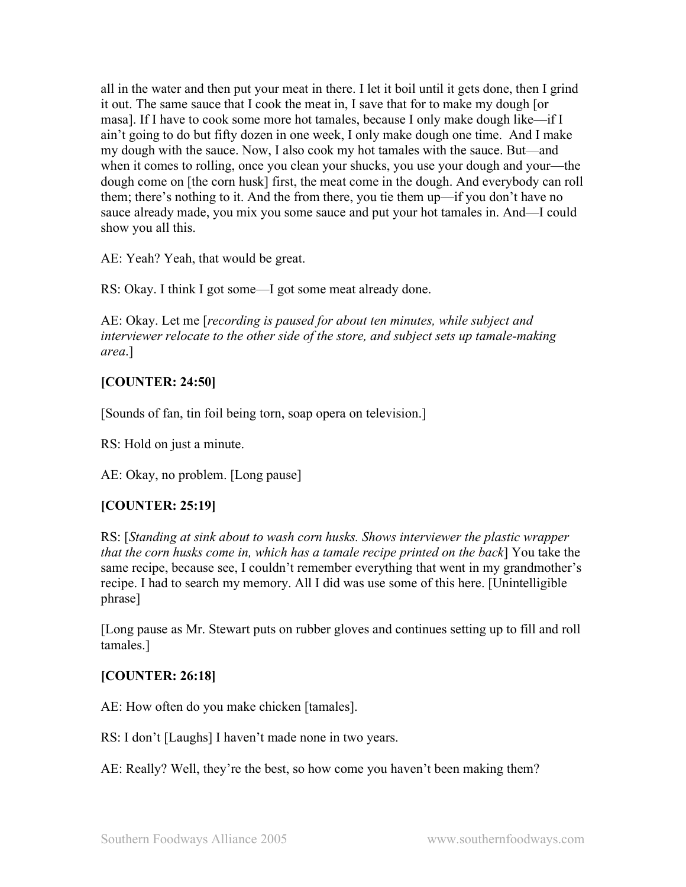all in the water and then put your meat in there. I let it boil until it gets done, then I grind it out. The same sauce that I cook the meat in, I save that for to make my dough [or masa]. If I have to cook some more hot tamales, because I only make dough like—if I ain't going to do but fifty dozen in one week, I only make dough one time. And I make my dough with the sauce. Now, I also cook my hot tamales with the sauce. But—and when it comes to rolling, once you clean your shucks, you use your dough and your—the dough come on [the corn husk] first, the meat come in the dough. And everybody can roll them; there's nothing to it. And the from there, you tie them up—if you don't have no sauce already made, you mix you some sauce and put your hot tamales in. And—I could show you all this.

AE: Yeah? Yeah, that would be great.

RS: Okay. I think I got some—I got some meat already done.

AE: Okay. Let me [*recording is paused for about ten minutes, while subject and interviewer relocate to the other side of the store, and subject sets up tamale-making area*.]

**[COUNTER: 24:50]**

[Sounds of fan, tin foil being torn, soap opera on television.]

RS: Hold on just a minute.

AE: Okay, no problem. [Long pause]

**[COUNTER: 25:19]**

RS: [*Standing at sink about to wash corn husks. Shows interviewer the plastic wrapper that the corn husks come in, which has a tamale recipe printed on the back*] You take the same recipe, because see, I couldn't remember everything that went in my grandmother's recipe. I had to search my memory. All I did was use some of this here. [Unintelligible phrase]

[Long pause as Mr. Stewart puts on rubber gloves and continues setting up to fill and roll tamales.]

**[COUNTER: 26:18]**

AE: How often do you make chicken [tamales].

RS: I don't [Laughs] I haven't made none in two years.

AE: Really? Well, they're the best, so how come you haven't been making them?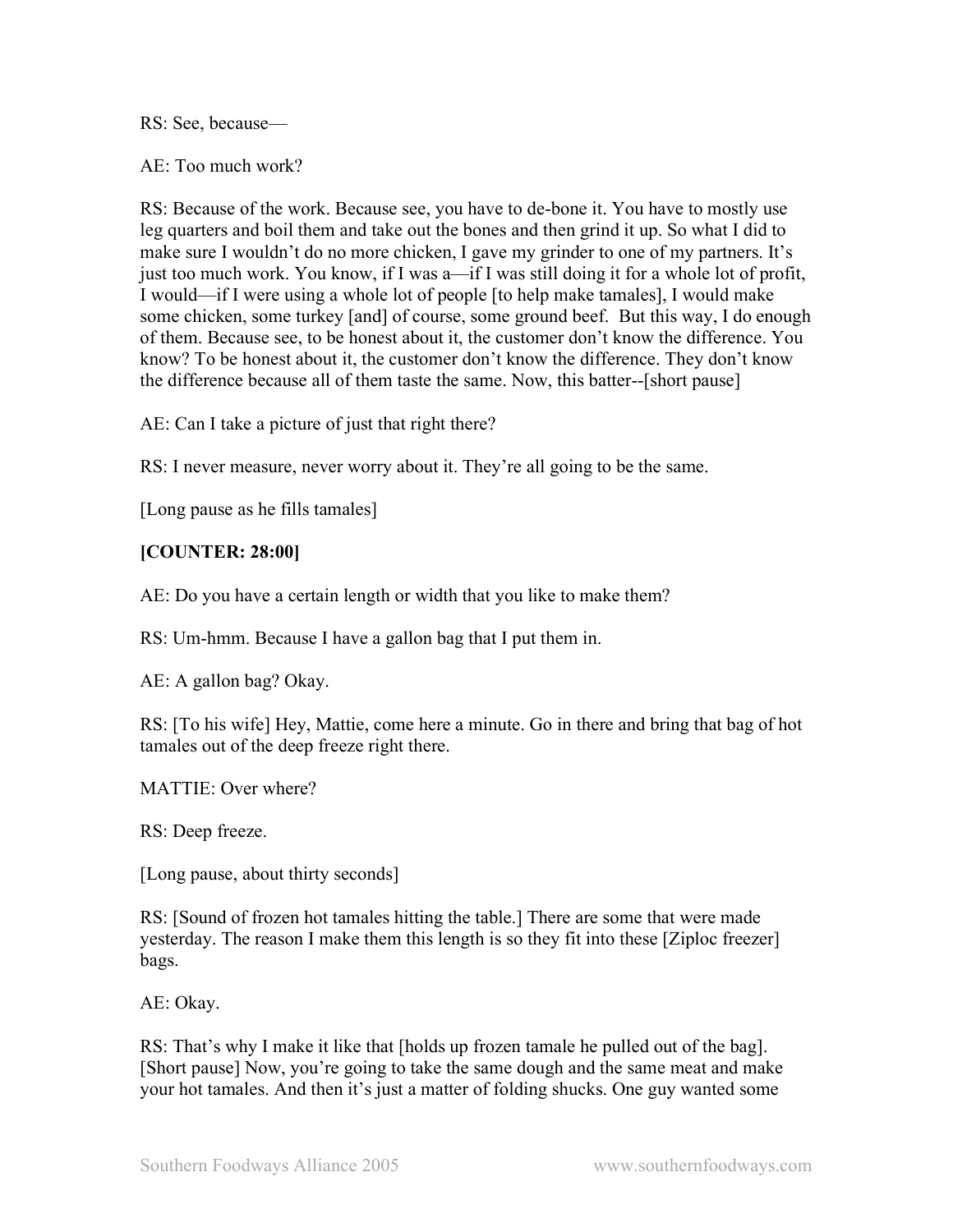RS: See, because—

AE: Too much work?

RS: Because of the work. Because see, you have to de-bone it. You have to mostly use leg quarters and boil them and take out the bones and then grind it up. So what I did to make sure I wouldn't do no more chicken, I gave my grinder to one of my partners. It's just too much work. You know, if I was a—if I was still doing it for a whole lot of profit, I would—if I were using a whole lot of people [to help make tamales], I would make some chicken, some turkey [and] of course, some ground beef. But this way, I do enough of them. Because see, to be honest about it, the customer don't know the difference. You know? To be honest about it, the customer don't know the difference. They don't know the difference because all of them taste the same. Now, this batter--[short pause]

AE: Can I take a picture of just that right there?

RS: I never measure, never worry about it. They're all going to be the same.

[Long pause as he fills tamales]

**[COUNTER: 28:00]**

AE: Do you have a certain length or width that you like to make them?

RS: Um-hmm. Because I have a gallon bag that I put them in.

AE: A gallon bag? Okay.

RS: [To his wife] Hey, Mattie, come here a minute. Go in there and bring that bag of hot tamales out of the deep freeze right there.

MATTIE: Over where?

RS: Deep freeze.

[Long pause, about thirty seconds]

RS: [Sound of frozen hot tamales hitting the table.] There are some that were made yesterday. The reason I make them this length is so they fit into these [Ziploc freezer] bags.

AE: Okay.

RS: That's why I make it like that [holds up frozen tamale he pulled out of the bag]. [Short pause] Now, you're going to take the same dough and the same meat and make your hot tamales. And then it's just a matter of folding shucks. One guy wanted some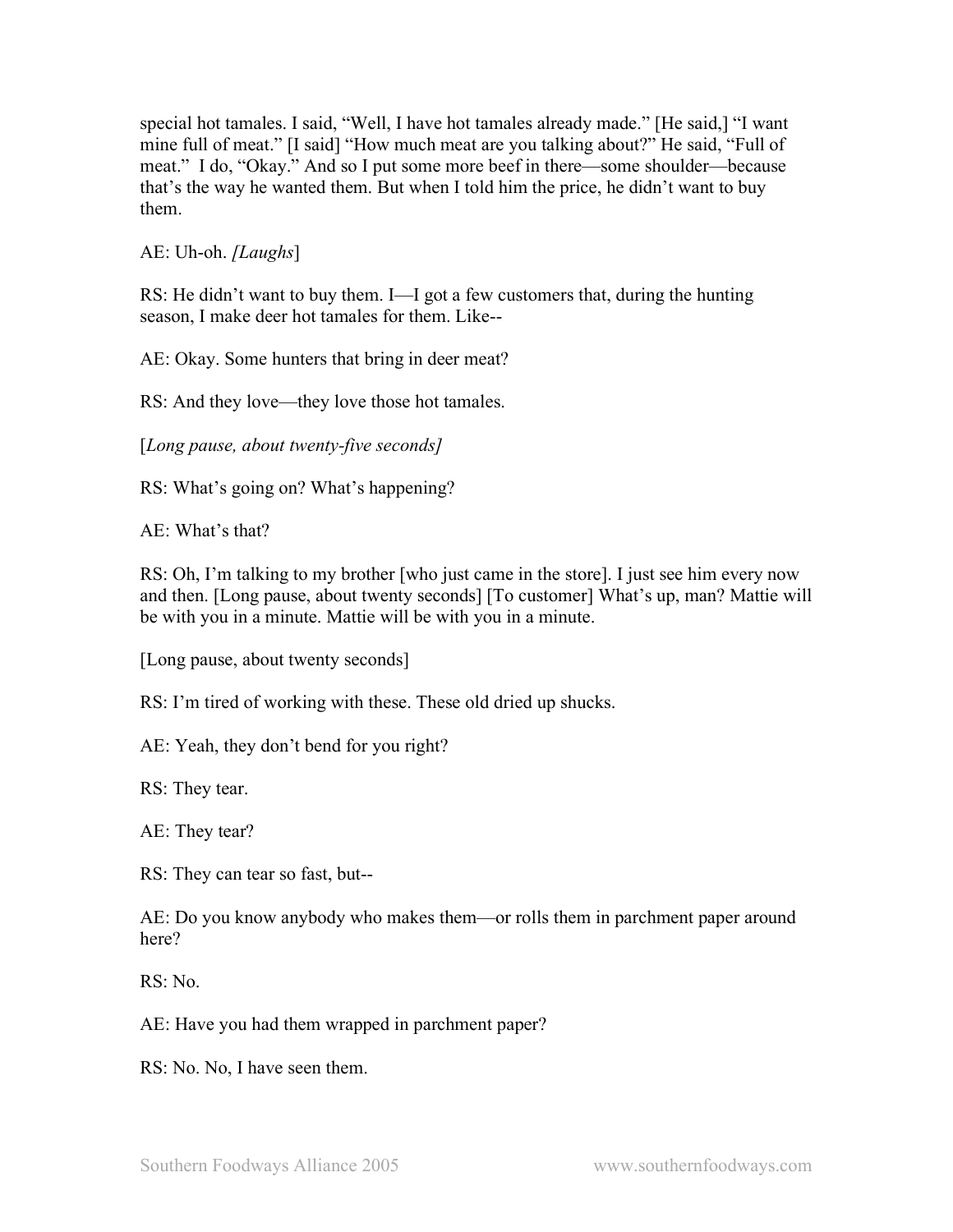special hot tamales. I said, "Well, I have hot tamales already made." [He said,] "I want mine full of meat." [I said] "How much meat are you talking about?" He said, "Full of meat." I do, "Okay." And so I put some more beef in there—some shoulder—because that's the way he wanted them. But when I told him the price, he didn't want to buy them.

AE: Uh-oh. *[Laughs*]

RS: He didn't want to buy them. I—I got a few customers that, during the hunting season, I make deer hot tamales for them. Like--

AE: Okay. Some hunters that bring in deer meat?

RS: And they love—they love those hot tamales.

[*Long pause, about twenty-five seconds]*

RS: What's going on? What's happening?

AE: What's that?

RS: Oh, I'm talking to my brother [who just came in the store]. I just see him every now and then. [Long pause, about twenty seconds] [To customer] What's up, man? Mattie will be with you in a minute. Mattie will be with you in a minute.

[Long pause, about twenty seconds]

RS: I'm tired of working with these. These old dried up shucks.

AE: Yeah, they don't bend for you right?

RS: They tear.

AE: They tear?

RS: They can tear so fast, but--

AE: Do you know anybody who makes them—or rolls them in parchment paper around here?

RS: No.

AE: Have you had them wrapped in parchment paper?

RS: No. No, I have seen them.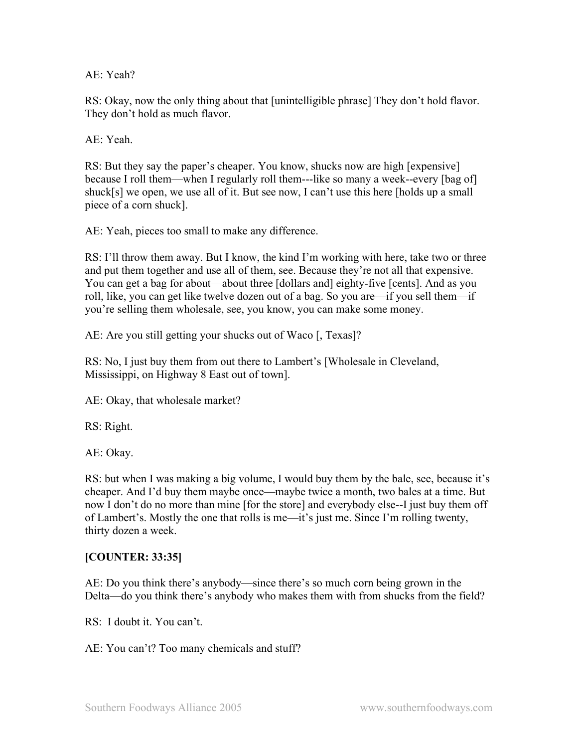AE: Yeah?

RS: Okay, now the only thing about that [unintelligible phrase] They don't hold flavor. They don't hold as much flavor.

AE: Yeah.

RS: But they say the paper's cheaper. You know, shucks now are high [expensive] because I roll them—when I regularly roll them---like so many a week--every [bag of] shuck[s] we open, we use all of it. But see now, I can't use this here [holds up a small piece of a corn shuck].

AE: Yeah, pieces too small to make any difference.

RS: I'll throw them away. But I know, the kind I'm working with here, take two or three and put them together and use all of them, see. Because they're not all that expensive. You can get a bag for about—about three [dollars and] eighty-five [cents]. And as you roll, like, you can get like twelve dozen out of a bag. So you are—if you sell them—if you're selling them wholesale, see, you know, you can make some money.

AE: Are you still getting your shucks out of Waco [, Texas]?

RS: No, I just buy them from out there to Lambert's [Wholesale in Cleveland, Mississippi, on Highway 8 East out of town].

AE: Okay, that wholesale market?

RS: Right.

AE: Okay.

RS: but when I was making a big volume, I would buy them by the bale, see, because it's cheaper. And I'd buy them maybe once—maybe twice a month, two bales at a time. But now I don't do no more than mine [for the store] and everybody else--I just buy them off of Lambert's. Mostly the one that rolls is me—it's just me. Since I'm rolling twenty, thirty dozen a week.

**[COUNTER: 33:35]**

AE: Do you think there's anybody—since there's so much corn being grown in the Delta—do you think there's anybody who makes them with from shucks from the field?

RS: I doubt it. You can't.

AE: You can't? Too many chemicals and stuff?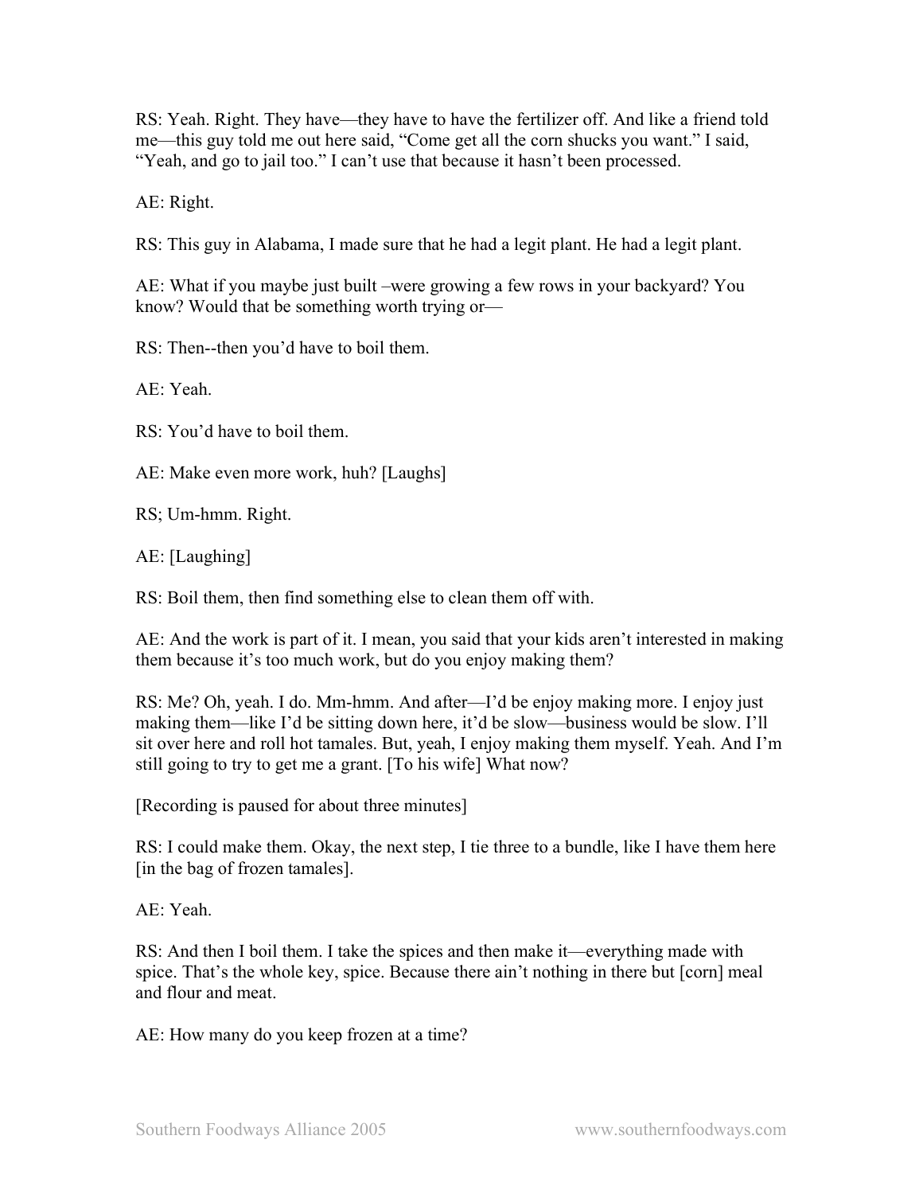RS: Yeah. Right. They have—they have to have the fertilizer off. And like a friend told me—this guy told me out here said, "Come get all the corn shucks you want." I said, "Yeah, and go to jail too." I can't use that because it hasn't been processed.

AE: Right.

RS: This guy in Alabama, I made sure that he had a legit plant. He had a legit plant.

AE: What if you maybe just built –were growing a few rows in your backyard? You know? Would that be something worth trying or—

RS: Then--then you'd have to boil them.

AE: Yeah.

RS: You'd have to boil them.

AE: Make even more work, huh? [Laughs]

RS; Um-hmm. Right.

AE: [Laughing]

RS: Boil them, then find something else to clean them off with.

AE: And the work is part of it. I mean, you said that your kids aren't interested in making them because it's too much work, but do you enjoy making them?

RS: Me? Oh, yeah. I do. Mm-hmm. And after—I'd be enjoy making more. I enjoy just making them—like I'd be sitting down here, it'd be slow—business would be slow. I'll sit over here and roll hot tamales. But, yeah, I enjoy making them myself. Yeah. And I'm still going to try to get me a grant. [To his wife] What now?

[Recording is paused for about three minutes]

RS: I could make them. Okay, the next step, I tie three to a bundle, like I have them here [in the bag of frozen tamales].

AE: Yeah.

RS: And then I boil them. I take the spices and then make it—everything made with spice. That's the whole key, spice. Because there ain't nothing in there but [corn] meal and flour and meat.

AE: How many do you keep frozen at a time?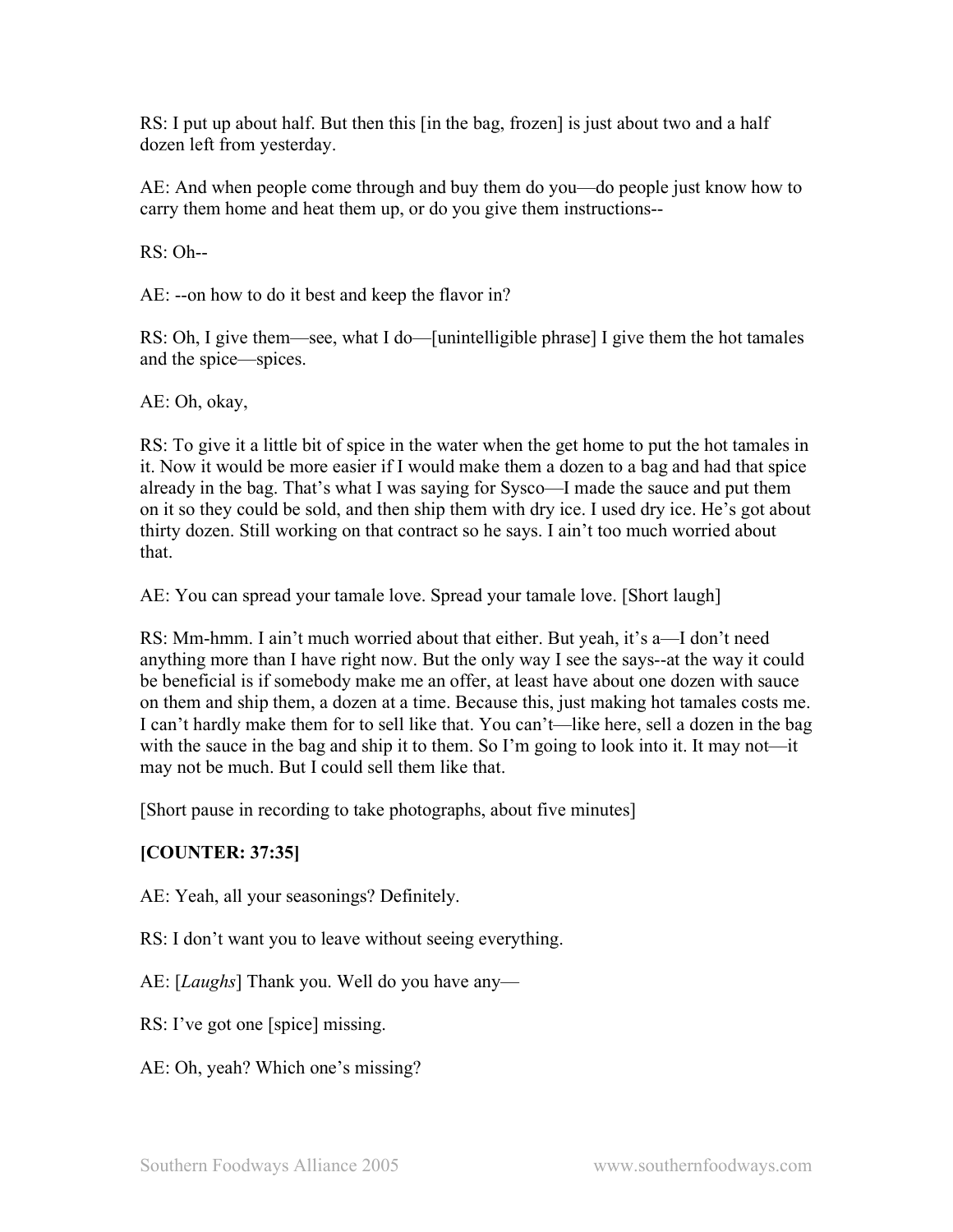RS: I put up about half. But then this [in the bag, frozen] is just about two and a half dozen left from yesterday.

AE: And when people come through and buy them do you—do people just know how to carry them home and heat them up, or do you give them instructions--

RS: Oh--

AE: --on how to do it best and keep the flavor in?

RS: Oh, I give them—see, what I do—[unintelligible phrase] I give them the hot tamales and the spice—spices.

AE: Oh, okay,

RS: To give it a little bit of spice in the water when the get home to put the hot tamales in it. Now it would be more easier if I would make them a dozen to a bag and had that spice already in the bag. That's what I was saying for Sysco—I made the sauce and put them on it so they could be sold, and then ship them with dry ice. I used dry ice. He's got about thirty dozen. Still working on that contract so he says. I ain't too much worried about that.

AE: You can spread your tamale love. Spread your tamale love. [Short laugh]

RS: Mm-hmm. I ain't much worried about that either. But yeah, it's a—I don't need anything more than I have right now. But the only way I see the says--at the way it could be beneficial is if somebody make me an offer, at least have about one dozen with sauce on them and ship them, a dozen at a time. Because this, just making hot tamales costs me. I can't hardly make them for to sell like that. You can't—like here, sell a dozen in the bag with the sauce in the bag and ship it to them. So I'm going to look into it. It may not—it may not be much. But I could sell them like that.

[Short pause in recording to take photographs, about five minutes]

**[COUNTER: 37:35]**

AE: Yeah, all your seasonings? Definitely.

RS: I don't want you to leave without seeing everything.

AE: [*Laughs*] Thank you. Well do you have any—

RS: I've got one [spice] missing.

AE: Oh, yeah? Which one's missing?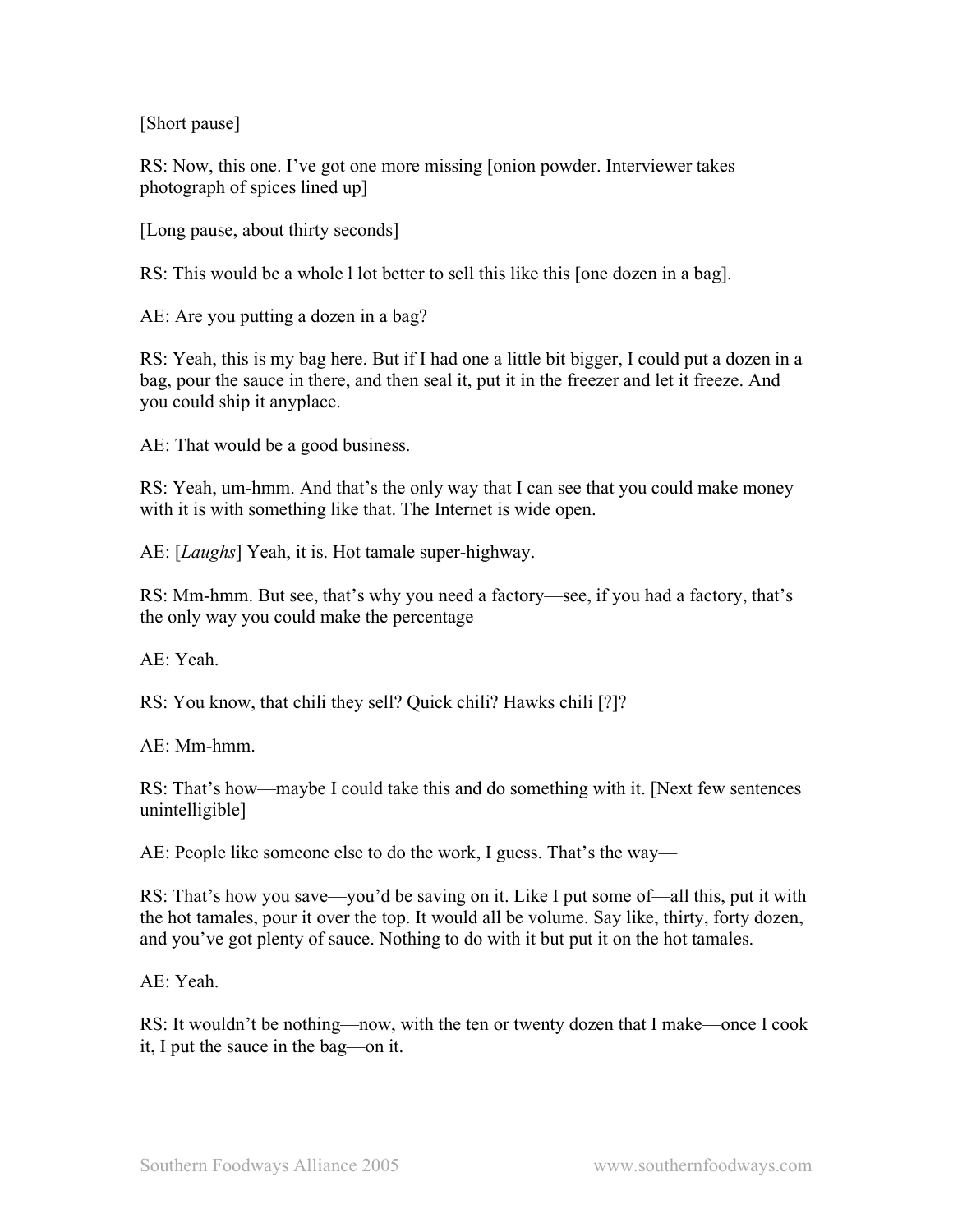[Short pause]

RS: Now, this one. I've got one more missing [onion powder. Interviewer takes photograph of spices lined up]

[Long pause, about thirty seconds]

RS: This would be a whole l lot better to sell this like this [one dozen in a bag].

AE: Are you putting a dozen in a bag?

RS: Yeah, this is my bag here. But if I had one a little bit bigger, I could put a dozen in a bag, pour the sauce in there, and then seal it, put it in the freezer and let it freeze. And you could ship it anyplace.

AE: That would be a good business.

RS: Yeah, um-hmm. And that's the only way that I can see that you could make money with it is with something like that. The Internet is wide open.

AE: [*Laughs*] Yeah, it is. Hot tamale super-highway.

RS: Mm-hmm. But see, that's why you need a factory—see, if you had a factory, that's the only way you could make the percentage—

AE: Yeah.

RS: You know, that chili they sell? Quick chili? Hawks chili [?]?

AE: Mm-hmm.

RS: That's how—maybe I could take this and do something with it. [Next few sentences unintelligible]

AE: People like someone else to do the work, I guess. That's the way—

RS: That's how you save—you'd be saving on it. Like I put some of—all this, put it with the hot tamales, pour it over the top. It would all be volume. Say like, thirty, forty dozen, and you've got plenty of sauce. Nothing to do with it but put it on the hot tamales.

AE: Yeah.

RS: It wouldn't be nothing—now, with the ten or twenty dozen that I make—once I cook it, I put the sauce in the bag—on it.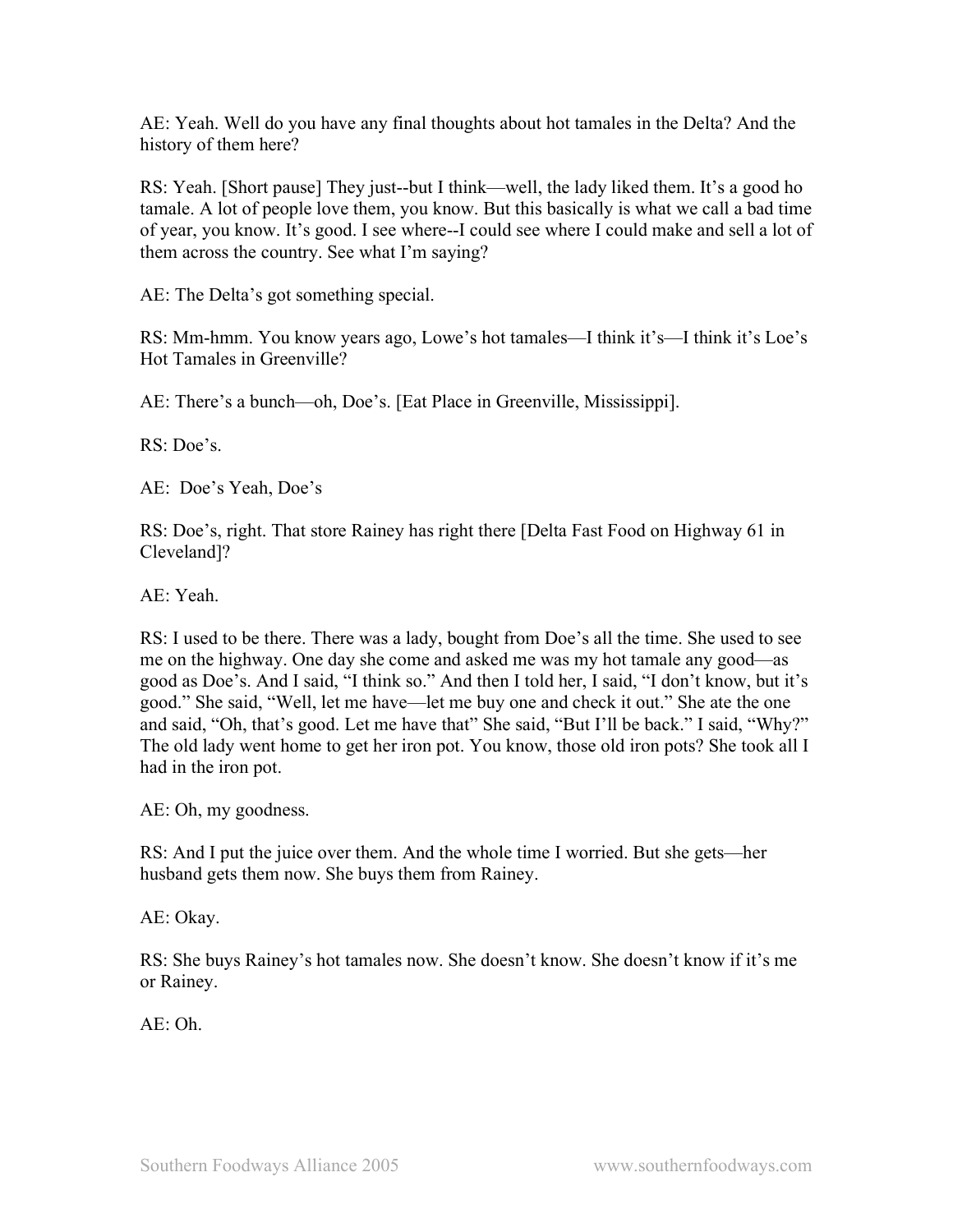AE: Yeah. Well do you have any final thoughts about hot tamales in the Delta? And the history of them here?

RS: Yeah. [Short pause] They just--but I think—well, the lady liked them. It's a good ho tamale. A lot of people love them, you know. But this basically is what we call a bad time of year, you know. It's good. I see where--I could see where I could make and sell a lot of them across the country. See what I'm saying?

AE: The Delta's got something special.

RS: Mm-hmm. You know years ago, Lowe's hot tamales—I think it's—I think it's Loe's Hot Tamales in Greenville?

AE: There's a bunch—oh, Doe's. [Eat Place in Greenville, Mississippi].

RS: Doe's.

AE: Doe's Yeah, Doe's

RS: Doe's, right. That store Rainey has right there [Delta Fast Food on Highway 61 in Cleveland]?

AE: Yeah.

RS: I used to be there. There was a lady, bought from Doe's all the time. She used to see me on the highway. One day she come and asked me was my hot tamale any good—as good as Doe's. And I said, "I think so." And then I told her, I said, "I don't know, but it's good." She said, "Well, let me have—let me buy one and check it out." She ate the one and said, "Oh, that's good. Let me have that" She said, "But I'll be back." I said, "Why?" The old lady went home to get her iron pot. You know, those old iron pots? She took all I had in the iron pot.

AE: Oh, my goodness.

RS: And I put the juice over them. And the whole time I worried. But she gets—her husband gets them now. She buys them from Rainey.

AE: Okay.

RS: She buys Rainey's hot tamales now. She doesn't know. She doesn't know if it's me or Rainey.

AE: Oh.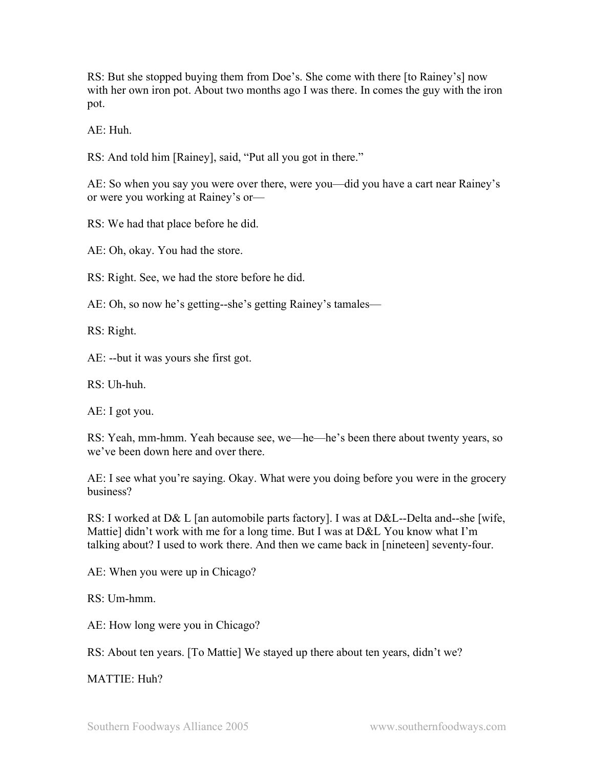RS: But she stopped buying them from Doe's. She come with there [to Rainey's] now with her own iron pot. About two months ago I was there. In comes the guy with the iron pot.

AE: Huh.

RS: And told him [Rainey], said, "Put all you got in there."

AE: So when you say you were over there, were you—did you have a cart near Rainey's or were you working at Rainey's or—

RS: We had that place before he did.

AE: Oh, okay. You had the store.

RS: Right. See, we had the store before he did.

AE: Oh, so now he's getting--she's getting Rainey's tamales—

RS: Right.

AE: --but it was yours she first got.

RS: Uh-huh.

AE: I got you.

RS: Yeah, mm-hmm. Yeah because see, we—he—he's been there about twenty years, so we've been down here and over there.

AE: I see what you're saying. Okay. What were you doing before you were in the grocery business?

RS: I worked at D& L [an automobile parts factory]. I was at D&L--Delta and--she [wife, Mattie] didn't work with me for a long time. But I was at D&L You know what I'm talking about? I used to work there. And then we came back in [nineteen] seventy-four.

AE: When you were up in Chicago?

RS: Um-hmm.

AE: How long were you in Chicago?

RS: About ten years. [To Mattie] We stayed up there about ten years, didn't we?

MATTIE: Huh?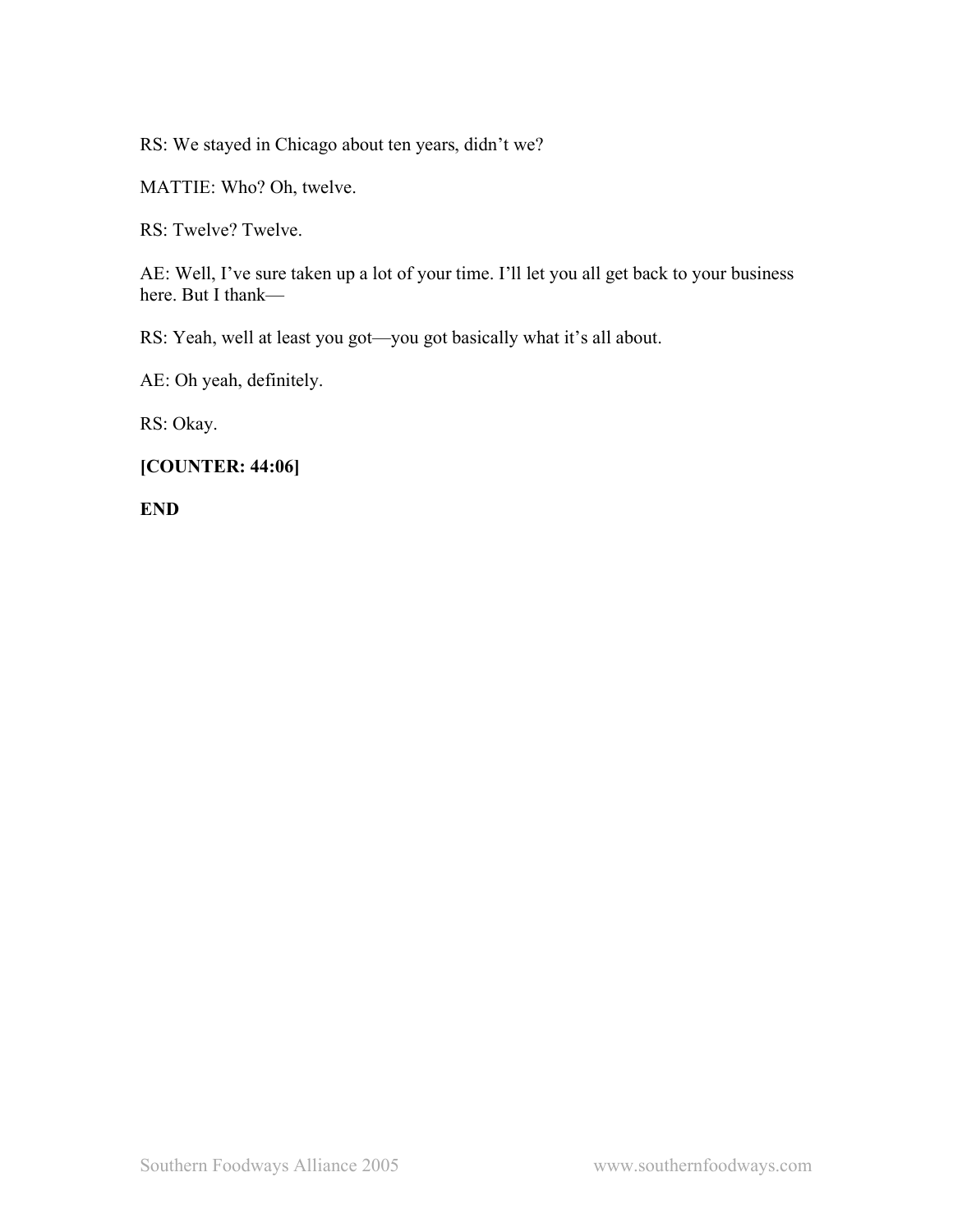RS: We stayed in Chicago about ten years, didn't we?

MATTIE: Who? Oh, twelve.

RS: Twelve? Twelve.

AE: Well, I've sure taken up a lot of your time. I'll let you all get back to your business here. But I thank—

RS: Yeah, well at least you got—you got basically what it's all about.

AE: Oh yeah, definitely.

RS: Okay.

**[COUNTER: 44:06]**

**END**